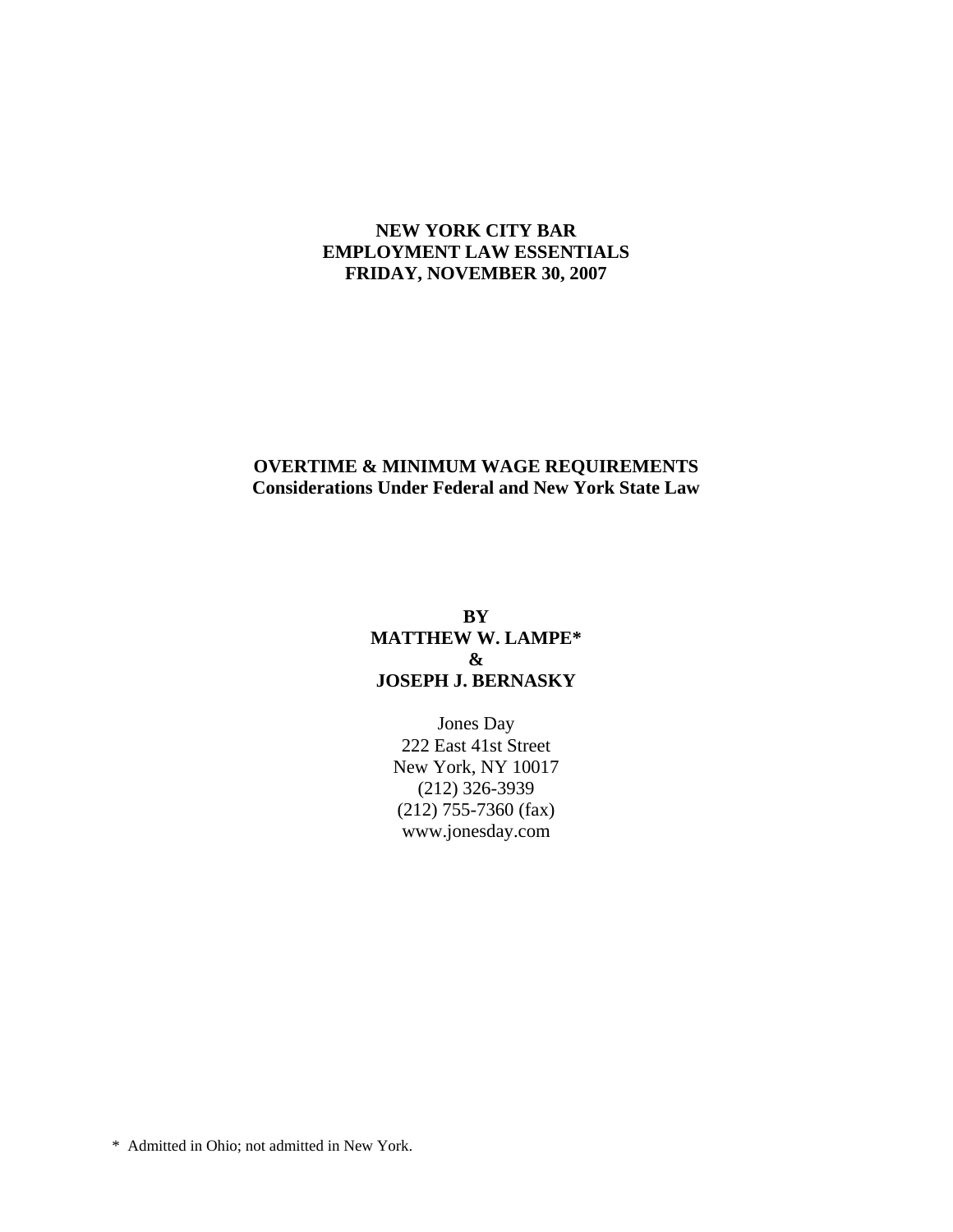**NEW YORK CITY BAR**
**EMPLOYMENT LAW ESSENTIALS**
**FRIDAY, NOVEMBER 30, 2007**

# OVERTIME & MINIMUM WAGE REQUIREMENTS

## Considerations Under Federal and New York State Law

**BY**
**MATTHEW W. LAMPE***
**&**
**JOSEPH J. BERNASKY**

Jones Day
222 East 41st Street
New York, NY 10017
(212) 326-3939
(212) 755-7360 (fax)
www.jonesday.com

\* Admitted in Ohio; not admitted in New York.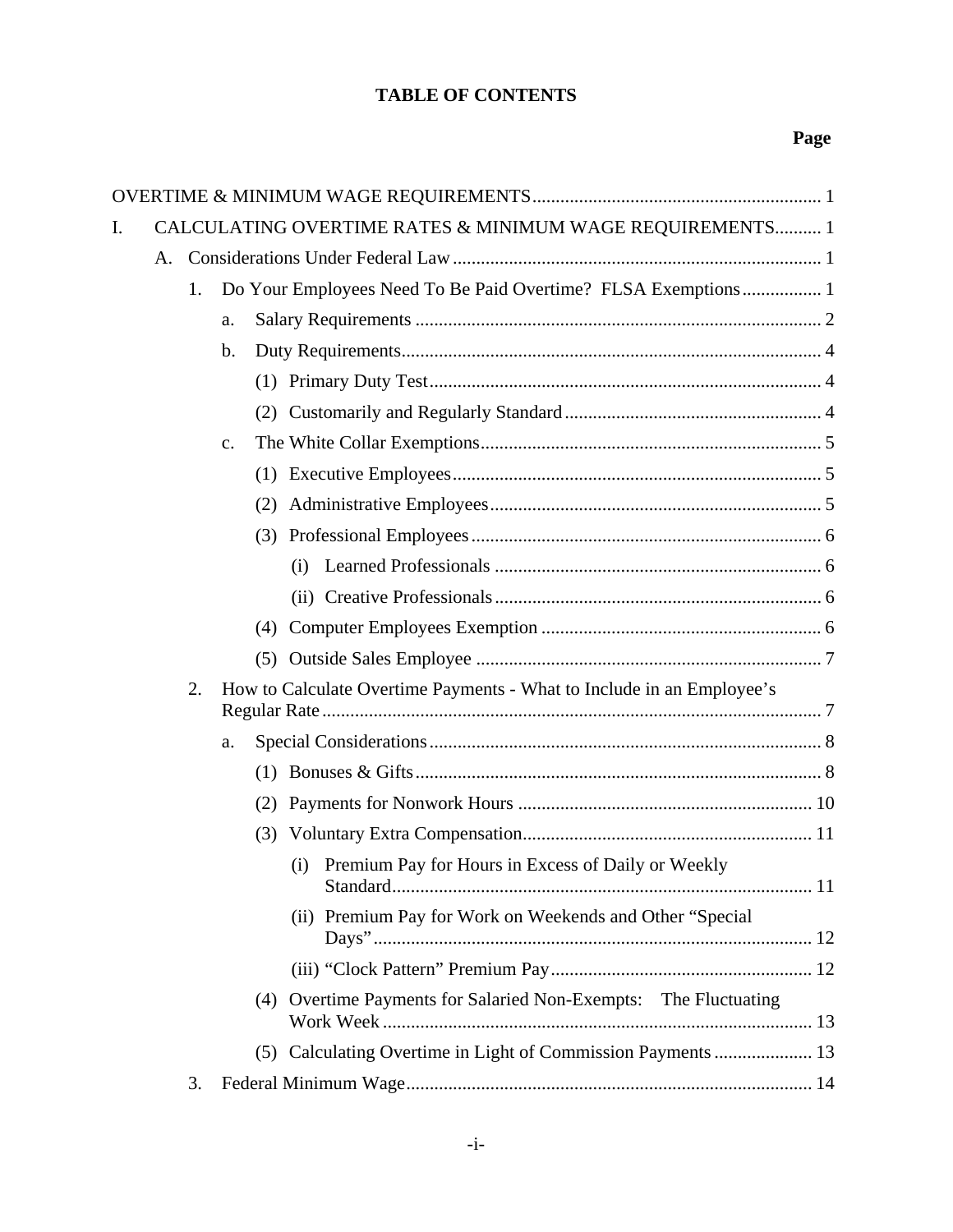# TABLE OF CONTENTS

**Page**

OVERTIME & MINIMUM WAGE REQUIREMENTS ..... 1

I. CALCULATING OVERTIME RATES & MINIMUM WAGE REQUIREMENTS ..... 1

- A. Considerations Under Federal Law ..... 1
  - 1. Do Your Employees Need To Be Paid Overtime? FLSA Exemptions ..... 1
    - a. Salary Requirements ..... 2
    - b. Duty Requirements ..... 4
      - (1) Primary Duty Test ..... 4
      - (2) Customarily and Regularly Standard ..... 4
    - c. The White Collar Exemptions ..... 5
      - (1) Executive Employees ..... 5
      - (2) Administrative Employees ..... 5
      - (3) Professional Employees ..... 6
        - (i) Learned Professionals ..... 6
        - (ii) Creative Professionals ..... 6
      - (4) Computer Employees Exemption ..... 6
      - (5) Outside Sales Employee ..... 7
  - 2. How to Calculate Overtime Payments - What to Include in an Employee's Regular Rate ..... 7
    - a. Special Considerations ..... 8
      - (1) Bonuses & Gifts ..... 8
      - (2) Payments for Nonwork Hours ..... 10
      - (3) Voluntary Extra Compensation ..... 11
        - (i) Premium Pay for Hours in Excess of Daily or Weekly Standard ..... 11
        - (ii) Premium Pay for Work on Weekends and Other "Special Days" ..... 12
        - (iii) "Clock Pattern" Premium Pay ..... 12
      - (4) Overtime Payments for Salaried Non-Exempts: The Fluctuating Work Week ..... 13
      - (5) Calculating Overtime in Light of Commission Payments ..... 13
  - 3. Federal Minimum Wage ..... 14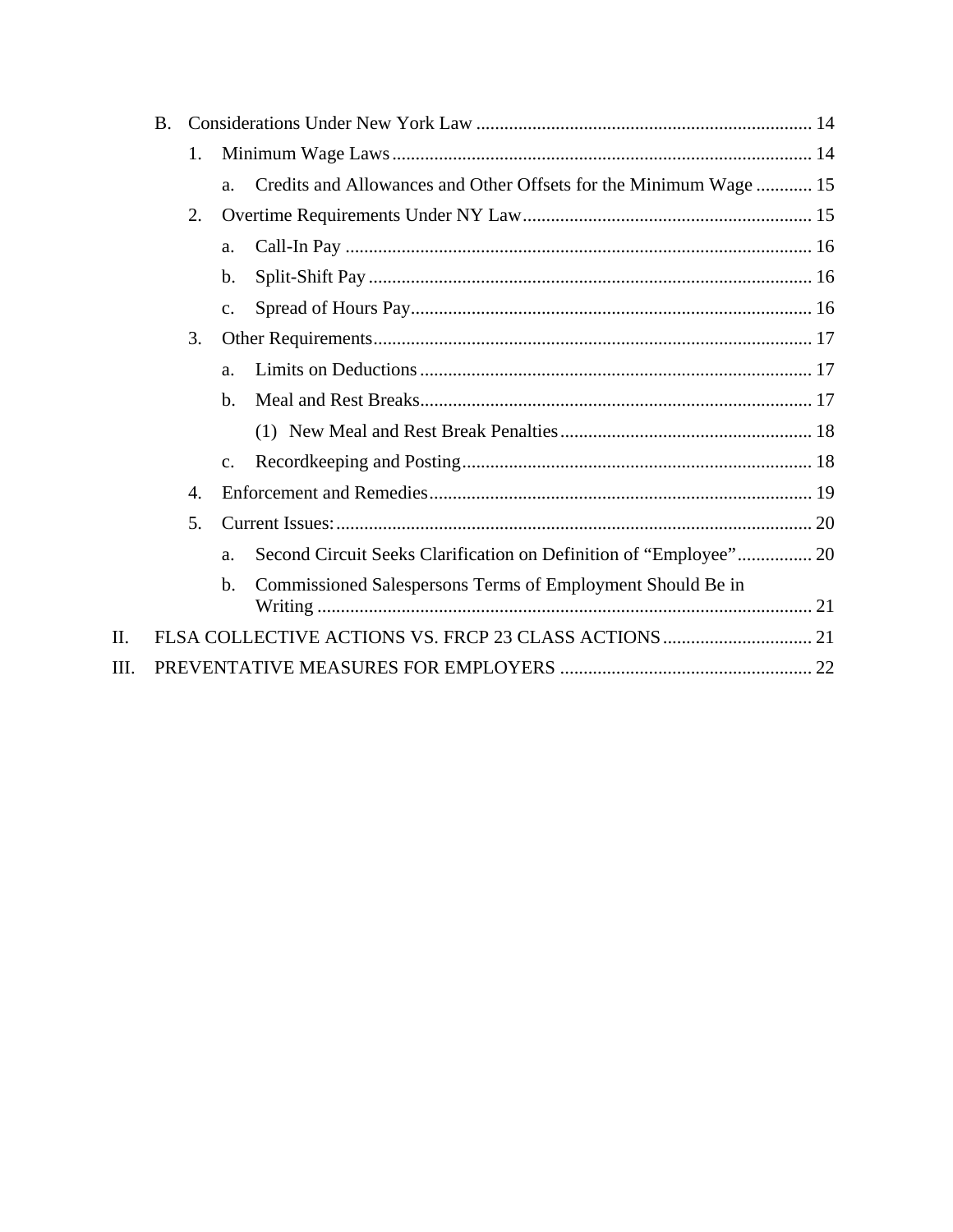B. Considerations Under New York Law ........................................................................ 14

1. Minimum Wage Laws .......................................................................................... 14

   a. Credits and Allowances and Other Offsets for the Minimum Wage ............ 15

2. Overtime Requirements Under NY Law ............................................................. 15

   a. Call-In Pay ..................................................................................................... 16

   b. Split-Shift Pay ............................................................................................... 16

   c. Spread of Hours Pay ..................................................................................... 16

3. Other Requirements ............................................................................................. 17

   a. Limits on Deductions .................................................................................... 17

   b. Meal and Rest Breaks .................................................................................... 17

      (1) New Meal and Rest Break Penalties ...................................................... 18

   c. Recordkeeping and Posting ........................................................................... 18

4. Enforcement and Remedies .................................................................................. 19

5. Current Issues: ...................................................................................................... 20

   a. Second Circuit Seeks Clarification on Definition of "Employee" ................ 20

   b. Commissioned Salespersons Terms of Employment Should Be in Writing ............................................................................................................. 21

II. FLSA COLLECTIVE ACTIONS VS. FRCP 23 CLASS ACTIONS ................................ 21

III. PREVENTATIVE MEASURES FOR EMPLOYERS ...................................................... 22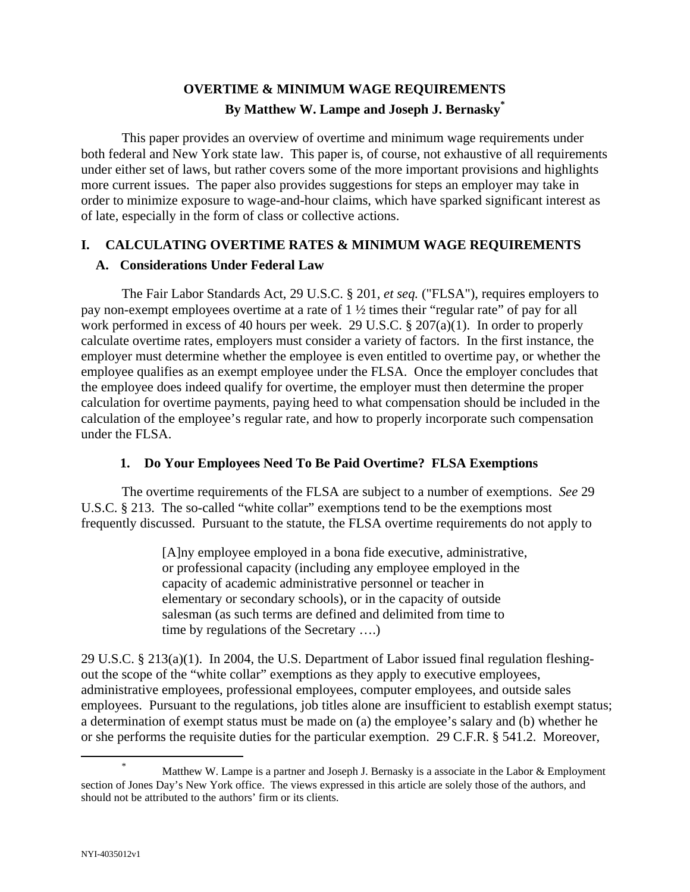# OVERTIME & MINIMUM WAGE REQUIREMENTS

**By Matthew W. Lampe and Joseph J. Bernasky***

This paper provides an overview of overtime and minimum wage requirements under both federal and New York state law. This paper is, of course, not exhaustive of all requirements under either set of laws, but rather covers some of the more important provisions and highlights more current issues. The paper also provides suggestions for steps an employer may take in order to minimize exposure to wage-and-hour claims, which have sparked significant interest as of late, especially in the form of class or collective actions.

## I. CALCULATING OVERTIME RATES & MINIMUM WAGE REQUIREMENTS

### A. Considerations Under Federal Law

The Fair Labor Standards Act, 29 U.S.C. § 201, *et seq.* ("FLSA"), requires employers to pay non-exempt employees overtime at a rate of 1 ½ times their "regular rate" of pay for all work performed in excess of 40 hours per week. 29 U.S.C. § 207(a)(1). In order to properly calculate overtime rates, employers must consider a variety of factors. In the first instance, the employer must determine whether the employee is even entitled to overtime pay, or whether the employee qualifies as an exempt employee under the FLSA. Once the employer concludes that the employee does indeed qualify for overtime, the employer must then determine the proper calculation for overtime payments, paying heed to what compensation should be included in the calculation of the employee's regular rate, and how to properly incorporate such compensation under the FLSA.

#### 1. Do Your Employees Need To Be Paid Overtime? FLSA Exemptions

The overtime requirements of the FLSA are subject to a number of exemptions. *See* 29 U.S.C. § 213. The so-called "white collar" exemptions tend to be the exemptions most frequently discussed. Pursuant to the statute, the FLSA overtime requirements do not apply to

> [A]ny employee employed in a bona fide executive, administrative, or professional capacity (including any employee employed in the capacity of academic administrative personnel or teacher in elementary or secondary schools), or in the capacity of outside salesman (as such terms are defined and delimited from time to time by regulations of the Secretary ….)

29 U.S.C. § 213(a)(1). In 2004, the U.S. Department of Labor issued final regulation fleshing-out the scope of the "white collar" exemptions as they apply to executive employees, administrative employees, professional employees, computer employees, and outside sales employees. Pursuant to the regulations, job titles alone are insufficient to establish exempt status; a determination of exempt status must be made on (a) the employee's salary and (b) whether he or she performs the requisite duties for the particular exemption. 29 C.F.R. § 541.2. Moreover,

---

* Matthew W. Lampe is a partner and Joseph J. Bernasky is a associate in the Labor & Employment section of Jones Day's New York office. The views expressed in this article are solely those of the authors, and should not be attributed to the authors' firm or its clients.

NYI-4035012v1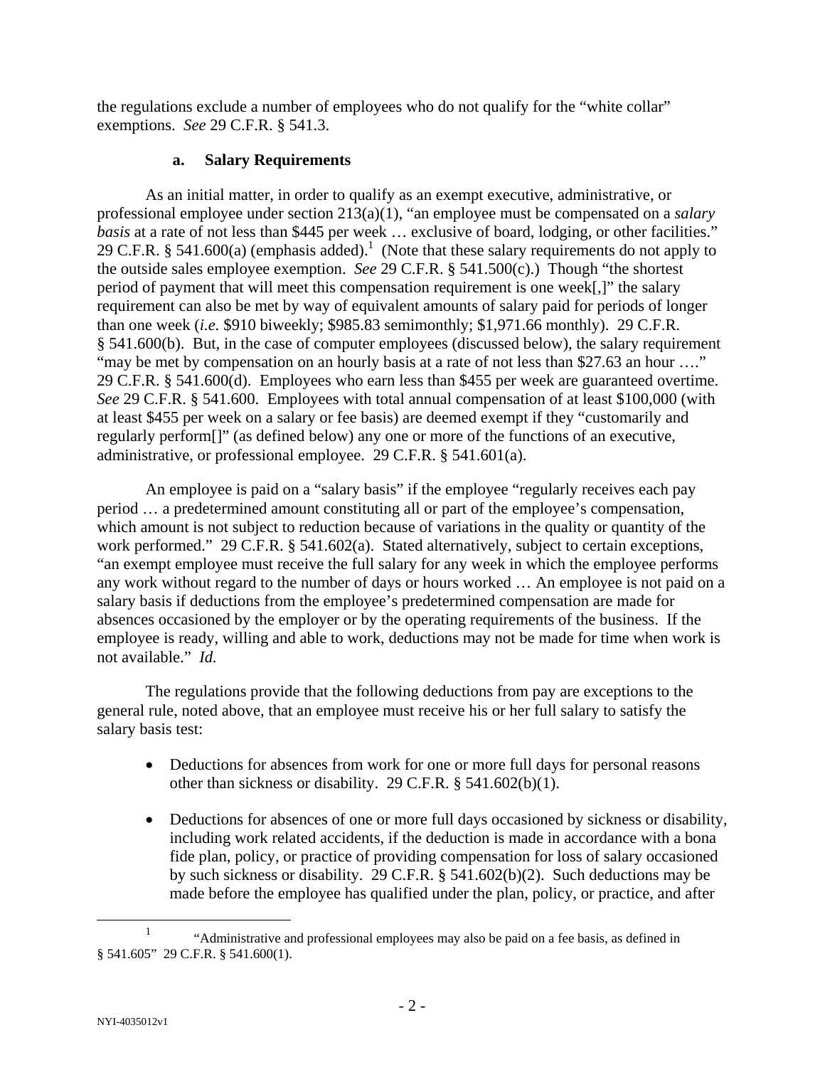the regulations exclude a number of employees who do not qualify for the "white collar" exemptions. *See* 29 C.F.R. § 541.3.

### a. Salary Requirements

As an initial matter, in order to qualify as an exempt executive, administrative, or professional employee under section 213(a)(1), "an employee must be compensated on a *salary basis* at a rate of not less than $445 per week … exclusive of board, lodging, or other facilities." 29 C.F.R. § 541.600(a) (emphasis added).[1] (Note that these salary requirements do not apply to the outside sales employee exemption. *See* 29 C.F.R. § 541.500(c).) Though "the shortest period of payment that will meet this compensation requirement is one week[,]" the salary requirement can also be met by way of equivalent amounts of salary paid for periods of longer than one week (*i.e.* $910 biweekly; $985.83 semimonthly; $1,971.66 monthly). 29 C.F.R. § 541.600(b). But, in the case of computer employees (discussed below), the salary requirement "may be met by compensation on an hourly basis at a rate of not less than $27.63 an hour …." 29 C.F.R. § 541.600(d). Employees who earn less than $455 per week are guaranteed overtime. *See* 29 C.F.R. § 541.600. Employees with total annual compensation of at least $100,000 (with at least $455 per week on a salary or fee basis) are deemed exempt if they "customarily and regularly perform[]" (as defined below) any one or more of the functions of an executive, administrative, or professional employee. 29 C.F.R. § 541.601(a).

An employee is paid on a "salary basis" if the employee "regularly receives each pay period … a predetermined amount constituting all or part of the employee's compensation, which amount is not subject to reduction because of variations in the quality or quantity of the work performed." 29 C.F.R. § 541.602(a). Stated alternatively, subject to certain exceptions, "an exempt employee must receive the full salary for any week in which the employee performs any work without regard to the number of days or hours worked … An employee is not paid on a salary basis if deductions from the employee's predetermined compensation are made for absences occasioned by the employer or by the operating requirements of the business. If the employee is ready, willing and able to work, deductions may not be made for time when work is not available." *Id.*

The regulations provide that the following deductions from pay are exceptions to the general rule, noted above, that an employee must receive his or her full salary to satisfy the salary basis test:

- Deductions for absences from work for one or more full days for personal reasons other than sickness or disability. 29 C.F.R. § 541.602(b)(1).
- Deductions for absences of one or more full days occasioned by sickness or disability, including work related accidents, if the deduction is made in accordance with a bona fide plan, policy, or practice of providing compensation for loss of salary occasioned by such sickness or disability. 29 C.F.R. § 541.602(b)(2). Such deductions may be made before the employee has qualified under the plan, policy, or practice, and after

---

[1] "Administrative and professional employees may also be paid on a fee basis, as defined in § 541.605" 29 C.F.R. § 541.600(1).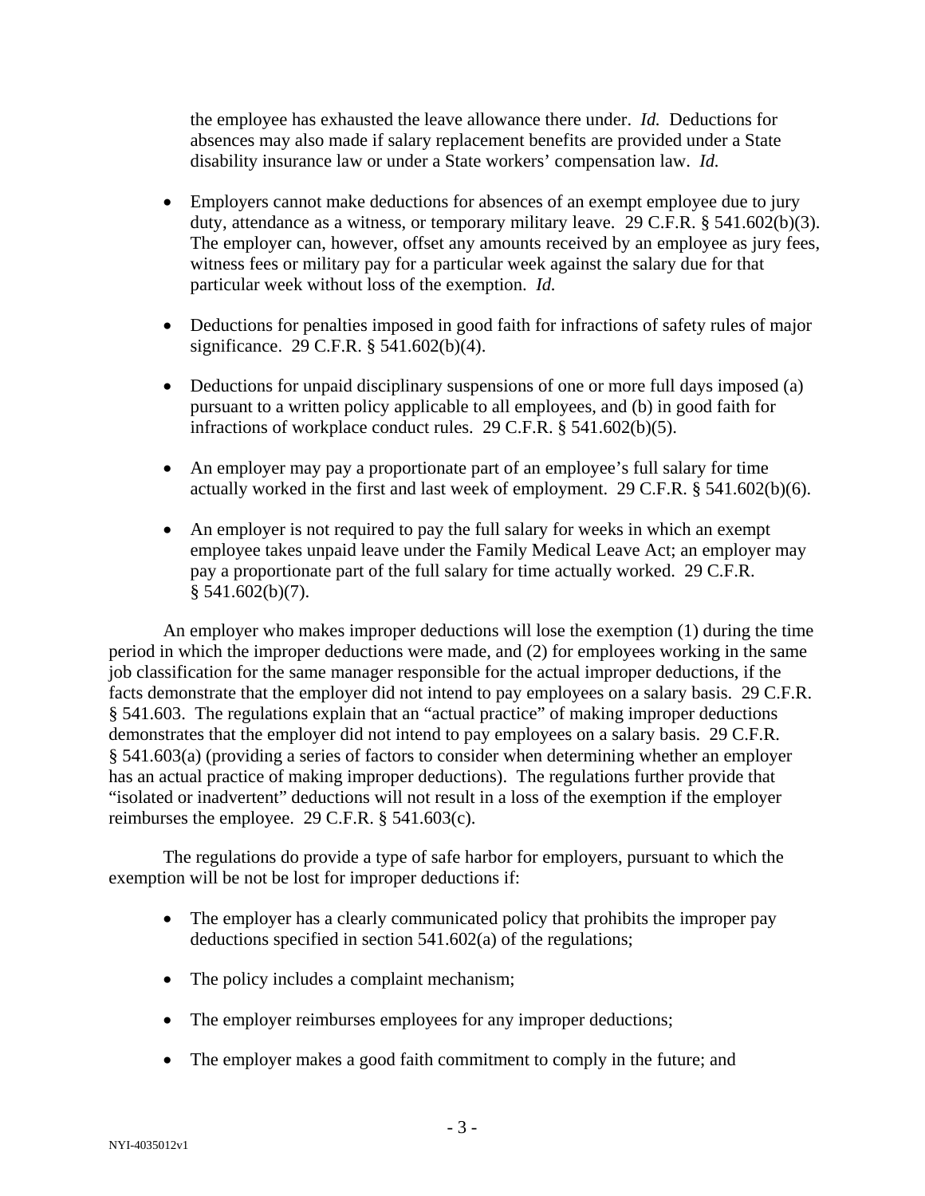the employee has exhausted the leave allowance there under. *Id.* Deductions for absences may also made if salary replacement benefits are provided under a State disability insurance law or under a State workers' compensation law. *Id.*

- Employers cannot make deductions for absences of an exempt employee due to jury duty, attendance as a witness, or temporary military leave. 29 C.F.R. § 541.602(b)(3). The employer can, however, offset any amounts received by an employee as jury fees, witness fees or military pay for a particular week against the salary due for that particular week without loss of the exemption. *Id.*
- Deductions for penalties imposed in good faith for infractions of safety rules of major significance. 29 C.F.R. § 541.602(b)(4).
- Deductions for unpaid disciplinary suspensions of one or more full days imposed (a) pursuant to a written policy applicable to all employees, and (b) in good faith for infractions of workplace conduct rules. 29 C.F.R. § 541.602(b)(5).
- An employer may pay a proportionate part of an employee's full salary for time actually worked in the first and last week of employment. 29 C.F.R. § 541.602(b)(6).
- An employer is not required to pay the full salary for weeks in which an exempt employee takes unpaid leave under the Family Medical Leave Act; an employer may pay a proportionate part of the full salary for time actually worked. 29 C.F.R. § 541.602(b)(7).

An employer who makes improper deductions will lose the exemption (1) during the time period in which the improper deductions were made, and (2) for employees working in the same job classification for the same manager responsible for the actual improper deductions, if the facts demonstrate that the employer did not intend to pay employees on a salary basis. 29 C.F.R. § 541.603. The regulations explain that an "actual practice" of making improper deductions demonstrates that the employer did not intend to pay employees on a salary basis. 29 C.F.R. § 541.603(a) (providing a series of factors to consider when determining whether an employer has an actual practice of making improper deductions). The regulations further provide that "isolated or inadvertent" deductions will not result in a loss of the exemption if the employer reimburses the employee. 29 C.F.R. § 541.603(c).

The regulations do provide a type of safe harbor for employers, pursuant to which the exemption will be not be lost for improper deductions if:

- The employer has a clearly communicated policy that prohibits the improper pay deductions specified in section 541.602(a) of the regulations;
- The policy includes a complaint mechanism;
- The employer reimburses employees for any improper deductions;
- The employer makes a good faith commitment to comply in the future; and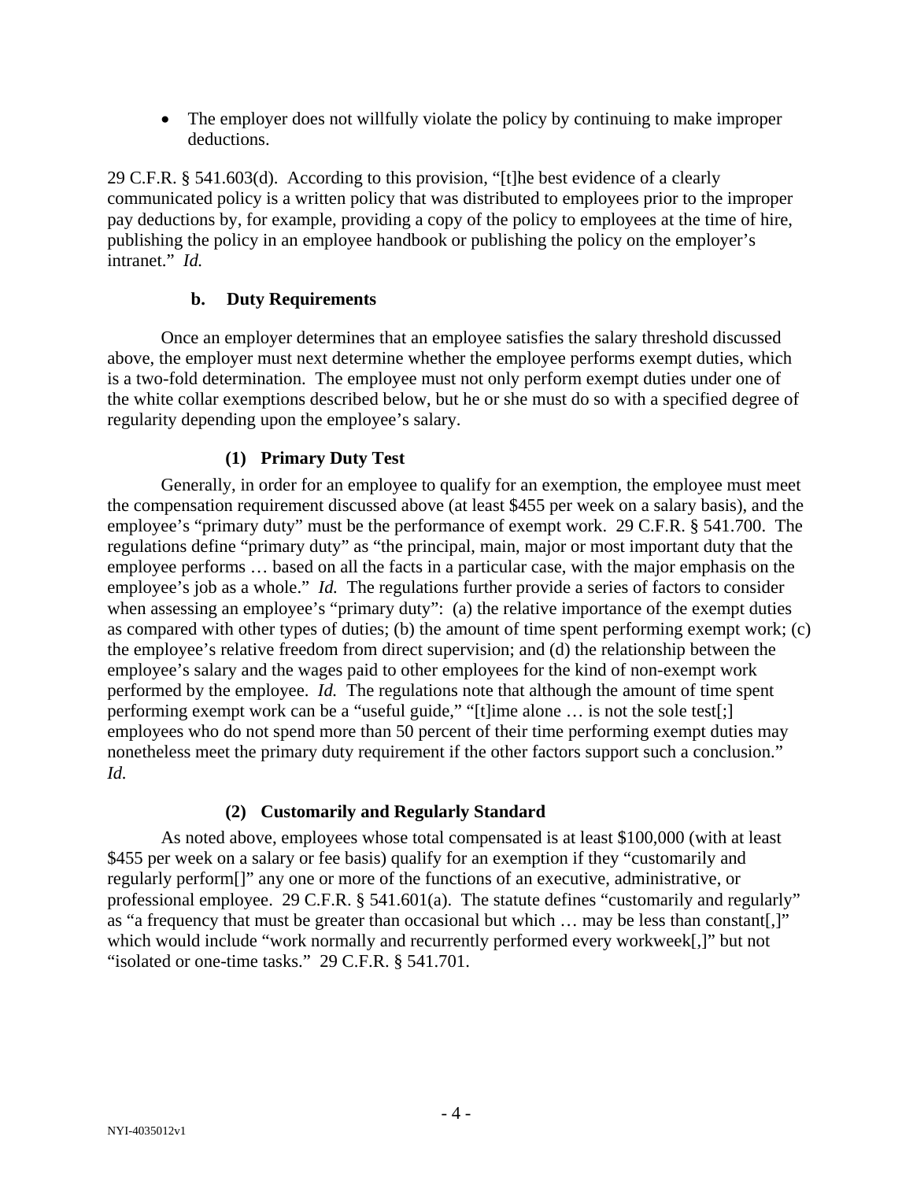- The employer does not willfully violate the policy by continuing to make improper deductions.

29 C.F.R. § 541.603(d). According to this provision, "[t]he best evidence of a clearly communicated policy is a written policy that was distributed to employees prior to the improper pay deductions by, for example, providing a copy of the policy to employees at the time of hire, publishing the policy in an employee handbook or publishing the policy on the employer's intranet." *Id.*

### b. Duty Requirements

Once an employer determines that an employee satisfies the salary threshold discussed above, the employer must next determine whether the employee performs exempt duties, which is a two-fold determination. The employee must not only perform exempt duties under one of the white collar exemptions described below, but he or she must do so with a specified degree of regularity depending upon the employee's salary.

#### (1) Primary Duty Test

Generally, in order for an employee to qualify for an exemption, the employee must meet the compensation requirement discussed above (at least $455 per week on a salary basis), and the employee's "primary duty" must be the performance of exempt work. 29 C.F.R. § 541.700. The regulations define "primary duty" as "the principal, main, major or most important duty that the employee performs … based on all the facts in a particular case, with the major emphasis on the employee's job as a whole." *Id.* The regulations further provide a series of factors to consider when assessing an employee's "primary duty": (a) the relative importance of the exempt duties as compared with other types of duties; (b) the amount of time spent performing exempt work; (c) the employee's relative freedom from direct supervision; and (d) the relationship between the employee's salary and the wages paid to other employees for the kind of non-exempt work performed by the employee. *Id.* The regulations note that although the amount of time spent performing exempt work can be a "useful guide," "[t]ime alone … is not the sole test[;] employees who do not spend more than 50 percent of their time performing exempt duties may nonetheless meet the primary duty requirement if the other factors support such a conclusion." *Id.*

#### (2) Customarily and Regularly Standard

As noted above, employees whose total compensated is at least $100,000 (with at least $455 per week on a salary or fee basis) qualify for an exemption if they "customarily and regularly perform[]" any one or more of the functions of an executive, administrative, or professional employee. 29 C.F.R. § 541.601(a). The statute defines "customarily and regularly" as "a frequency that must be greater than occasional but which … may be less than constant[,]" which would include "work normally and recurrently performed every workweek[,]" but not "isolated or one-time tasks." 29 C.F.R. § 541.701.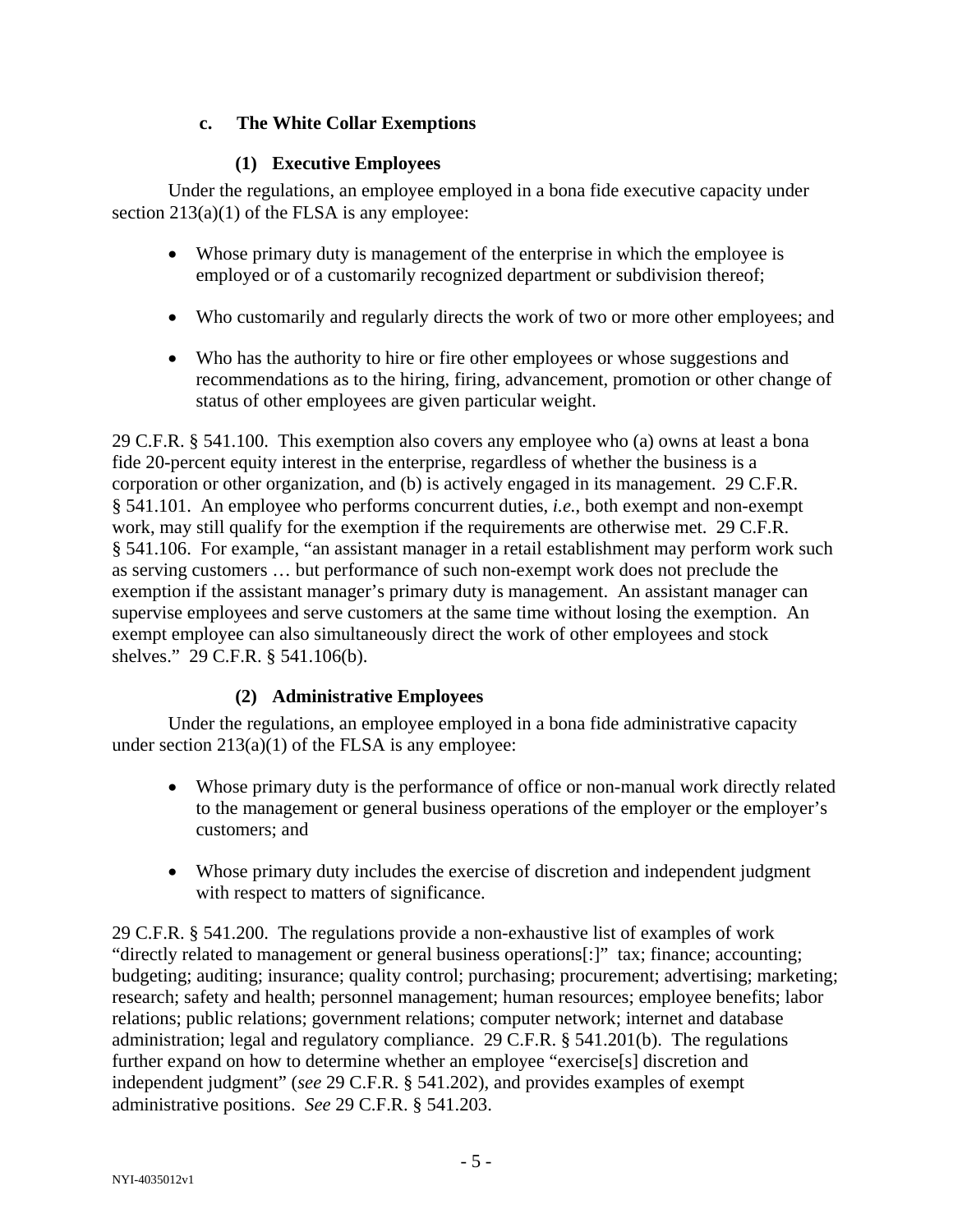### c. The White Collar Exemptions

#### (1) Executive Employees

Under the regulations, an employee employed in a bona fide executive capacity under section 213(a)(1) of the FLSA is any employee:

- Whose primary duty is management of the enterprise in which the employee is employed or of a customarily recognized department or subdivision thereof;
- Who customarily and regularly directs the work of two or more other employees; and
- Who has the authority to hire or fire other employees or whose suggestions and recommendations as to the hiring, firing, advancement, promotion or other change of status of other employees are given particular weight.

29 C.F.R. § 541.100. This exemption also covers any employee who (a) owns at least a bona fide 20-percent equity interest in the enterprise, regardless of whether the business is a corporation or other organization, and (b) is actively engaged in its management. 29 C.F.R. § 541.101. An employee who performs concurrent duties, *i.e.*, both exempt and non-exempt work, may still qualify for the exemption if the requirements are otherwise met. 29 C.F.R. § 541.106. For example, "an assistant manager in a retail establishment may perform work such as serving customers … but performance of such non-exempt work does not preclude the exemption if the assistant manager's primary duty is management. An assistant manager can supervise employees and serve customers at the same time without losing the exemption. An exempt employee can also simultaneously direct the work of other employees and stock shelves." 29 C.F.R. § 541.106(b).

#### (2) Administrative Employees

Under the regulations, an employee employed in a bona fide administrative capacity under section 213(a)(1) of the FLSA is any employee:

- Whose primary duty is the performance of office or non-manual work directly related to the management or general business operations of the employer or the employer's customers; and
- Whose primary duty includes the exercise of discretion and independent judgment with respect to matters of significance.

29 C.F.R. § 541.200. The regulations provide a non-exhaustive list of examples of work "directly related to management or general business operations[:]" tax; finance; accounting; budgeting; auditing; insurance; quality control; purchasing; procurement; advertising; marketing; research; safety and health; personnel management; human resources; employee benefits; labor relations; public relations; government relations; computer network; internet and database administration; legal and regulatory compliance. 29 C.F.R. § 541.201(b). The regulations further expand on how to determine whether an employee "exercise[s] discretion and independent judgment" (*see* 29 C.F.R. § 541.202), and provides examples of exempt administrative positions. *See* 29 C.F.R. § 541.203.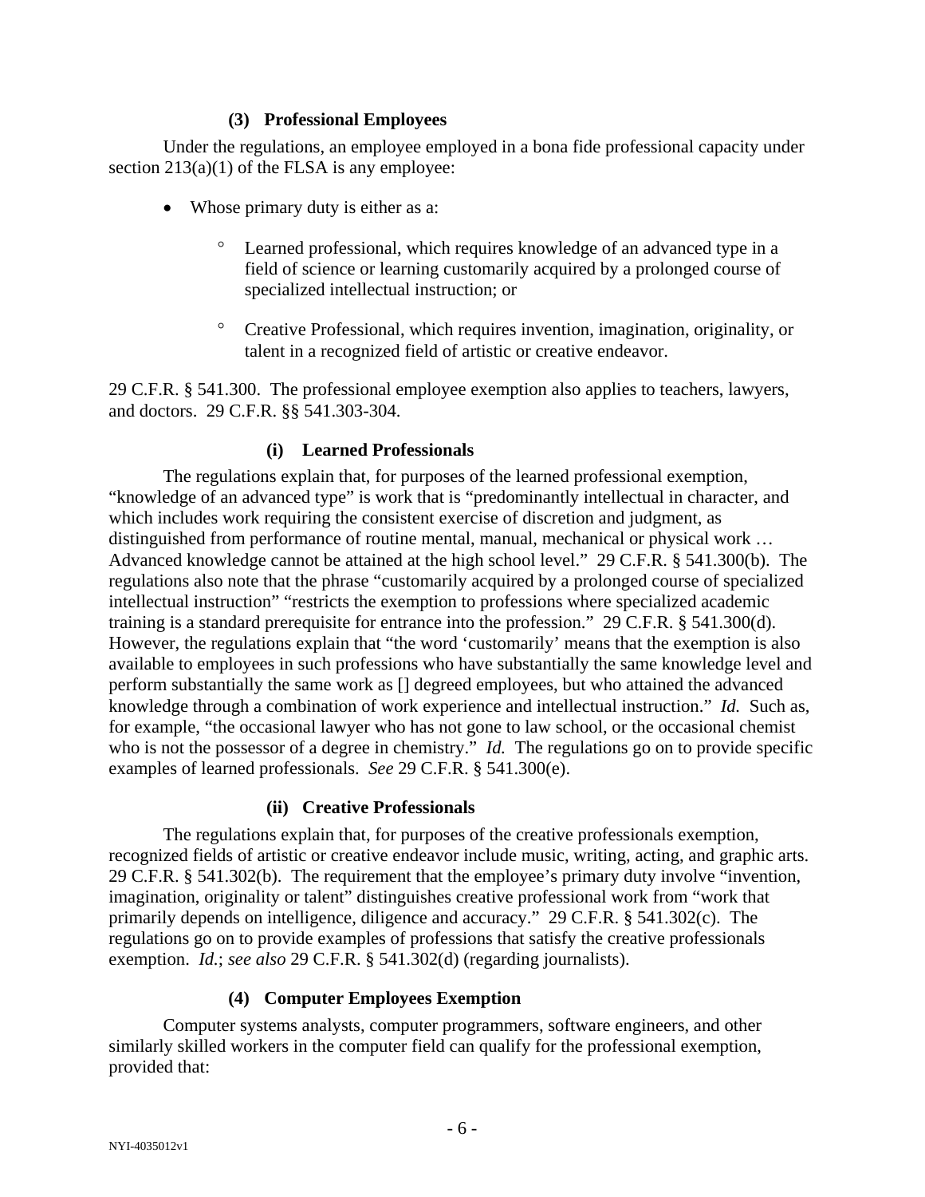### (3) Professional Employees

Under the regulations, an employee employed in a bona fide professional capacity under section 213(a)(1) of the FLSA is any employee:

- Whose primary duty is either as a:
  - Learned professional, which requires knowledge of an advanced type in a field of science or learning customarily acquired by a prolonged course of specialized intellectual instruction; or
  - Creative Professional, which requires invention, imagination, originality, or talent in a recognized field of artistic or creative endeavor.

29 C.F.R. § 541.300. The professional employee exemption also applies to teachers, lawyers, and doctors. 29 C.F.R. §§ 541.303-304.

#### (i) Learned Professionals

The regulations explain that, for purposes of the learned professional exemption, "knowledge of an advanced type" is work that is "predominantly intellectual in character, and which includes work requiring the consistent exercise of discretion and judgment, as distinguished from performance of routine mental, manual, mechanical or physical work … Advanced knowledge cannot be attained at the high school level." 29 C.F.R. § 541.300(b). The regulations also note that the phrase "customarily acquired by a prolonged course of specialized intellectual instruction" "restricts the exemption to professions where specialized academic training is a standard prerequisite for entrance into the profession." 29 C.F.R. § 541.300(d). However, the regulations explain that "the word 'customarily' means that the exemption is also available to employees in such professions who have substantially the same knowledge level and perform substantially the same work as [] degreed employees, but who attained the advanced knowledge through a combination of work experience and intellectual instruction." *Id.* Such as, for example, "the occasional lawyer who has not gone to law school, or the occasional chemist who is not the possessor of a degree in chemistry." *Id.* The regulations go on to provide specific examples of learned professionals. *See* 29 C.F.R. § 541.300(e).

#### (ii) Creative Professionals

The regulations explain that, for purposes of the creative professionals exemption, recognized fields of artistic or creative endeavor include music, writing, acting, and graphic arts. 29 C.F.R. § 541.302(b). The requirement that the employee's primary duty involve "invention, imagination, originality or talent" distinguishes creative professional work from "work that primarily depends on intelligence, diligence and accuracy." 29 C.F.R. § 541.302(c). The regulations go on to provide examples of professions that satisfy the creative professionals exemption. *Id.*; *see also* 29 C.F.R. § 541.302(d) (regarding journalists).

### (4) Computer Employees Exemption

Computer systems analysts, computer programmers, software engineers, and other similarly skilled workers in the computer field can qualify for the professional exemption, provided that: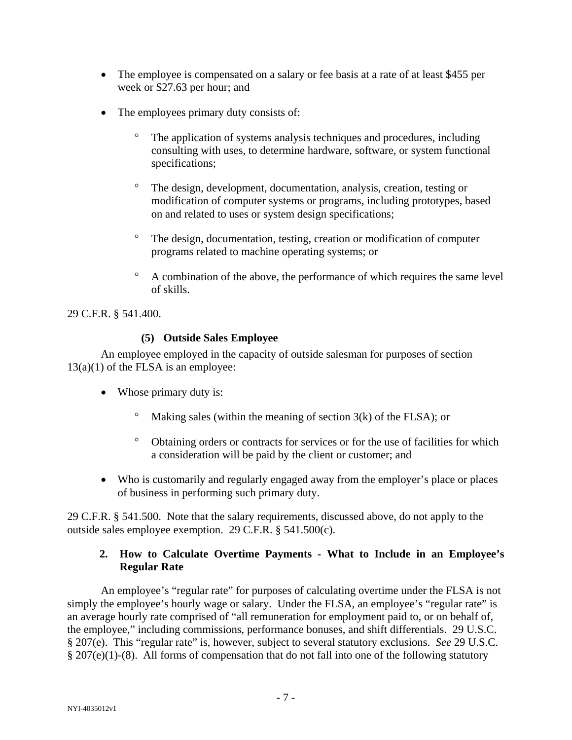- The employee is compensated on a salary or fee basis at a rate of at least $455 per week or $27.63 per hour; and
- The employees primary duty consists of:
  - The application of systems analysis techniques and procedures, including consulting with uses, to determine hardware, software, or system functional specifications;
  - The design, development, documentation, analysis, creation, testing or modification of computer systems or programs, including prototypes, based on and related to uses or system design specifications;
  - The design, documentation, testing, creation or modification of computer programs related to machine operating systems; or
  - A combination of the above, the performance of which requires the same level of skills.

29 C.F.R. § 541.400.

#### (5) Outside Sales Employee

An employee employed in the capacity of outside salesman for purposes of section 13(a)(1) of the FLSA is an employee:

- Whose primary duty is:
  - Making sales (within the meaning of section 3(k) of the FLSA); or
  - Obtaining orders or contracts for services or for the use of facilities for which a consideration will be paid by the client or customer; and
- Who is customarily and regularly engaged away from the employer's place or places of business in performing such primary duty.

29 C.F.R. § 541.500. Note that the salary requirements, discussed above, do not apply to the outside sales employee exemption. 29 C.F.R. § 541.500(c).

### 2. How to Calculate Overtime Payments - What to Include in an Employee's Regular Rate

An employee's "regular rate" for purposes of calculating overtime under the FLSA is not simply the employee's hourly wage or salary. Under the FLSA, an employee's "regular rate" is an average hourly rate comprised of "all remuneration for employment paid to, or on behalf of, the employee," including commissions, performance bonuses, and shift differentials. 29 U.S.C. § 207(e). This "regular rate" is, however, subject to several statutory exclusions. *See* 29 U.S.C. § 207(e)(1)-(8). All forms of compensation that do not fall into one of the following statutory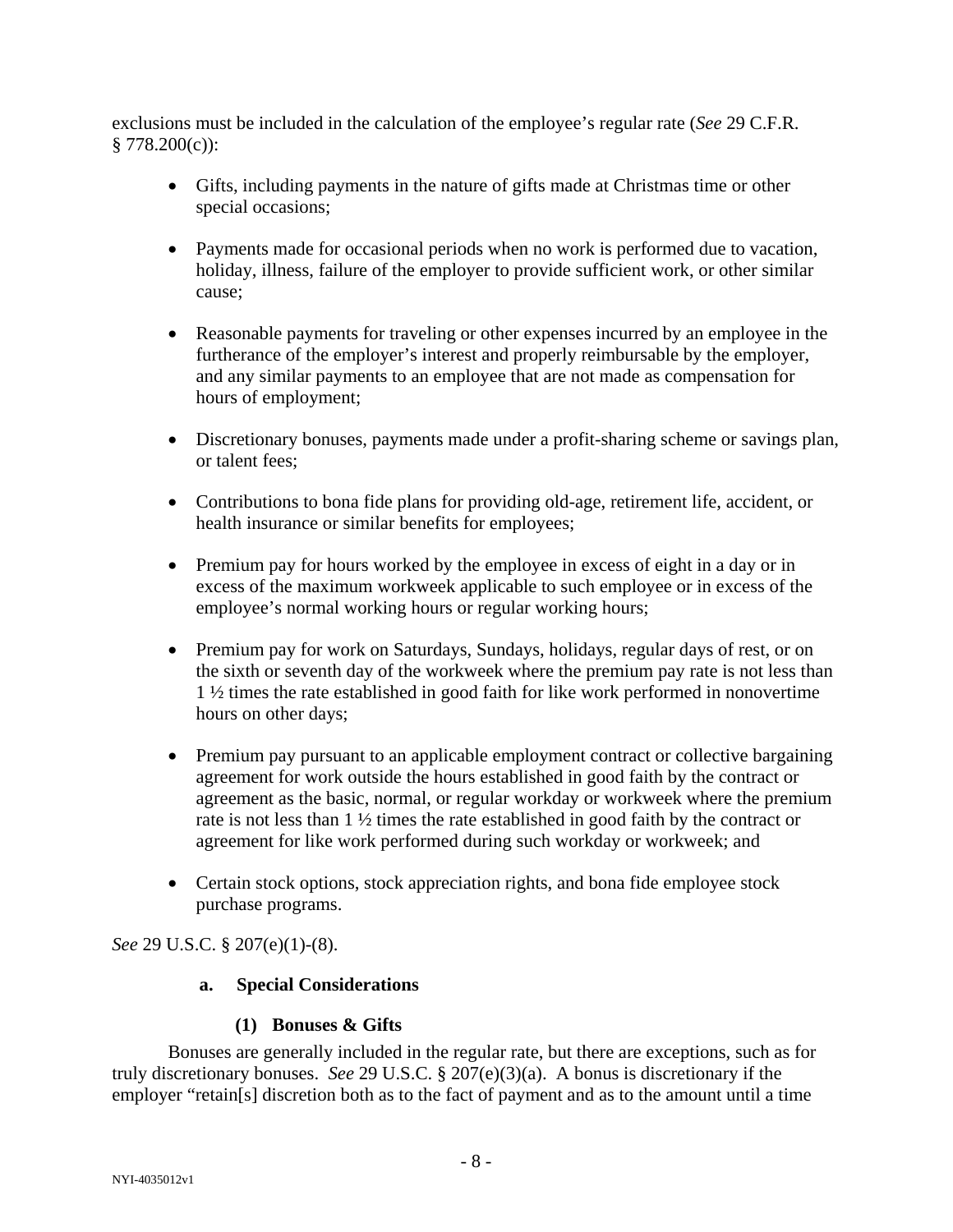exclusions must be included in the calculation of the employee's regular rate (*See* 29 C.F.R. § 778.200(c)):

- Gifts, including payments in the nature of gifts made at Christmas time or other special occasions;
- Payments made for occasional periods when no work is performed due to vacation, holiday, illness, failure of the employer to provide sufficient work, or other similar cause;
- Reasonable payments for traveling or other expenses incurred by an employee in the furtherance of the employer's interest and properly reimbursable by the employer, and any similar payments to an employee that are not made as compensation for hours of employment;
- Discretionary bonuses, payments made under a profit-sharing scheme or savings plan, or talent fees;
- Contributions to bona fide plans for providing old-age, retirement life, accident, or health insurance or similar benefits for employees;
- Premium pay for hours worked by the employee in excess of eight in a day or in excess of the maximum workweek applicable to such employee or in excess of the employee's normal working hours or regular working hours;
- Premium pay for work on Saturdays, Sundays, holidays, regular days of rest, or on the sixth or seventh day of the workweek where the premium pay rate is not less than 1 ½ times the rate established in good faith for like work performed in nonovertime hours on other days;
- Premium pay pursuant to an applicable employment contract or collective bargaining agreement for work outside the hours established in good faith by the contract or agreement as the basic, normal, or regular workday or workweek where the premium rate is not less than 1 ½ times the rate established in good faith by the contract or agreement for like work performed during such workday or workweek; and
- Certain stock options, stock appreciation rights, and bona fide employee stock purchase programs.

*See* 29 U.S.C. § 207(e)(1)-(8).

#### a. Special Considerations

##### (1) Bonuses & Gifts

Bonuses are generally included in the regular rate, but there are exceptions, such as for truly discretionary bonuses. *See* 29 U.S.C. § 207(e)(3)(a). A bonus is discretionary if the employer "retain[s] discretion both as to the fact of payment and as to the amount until a time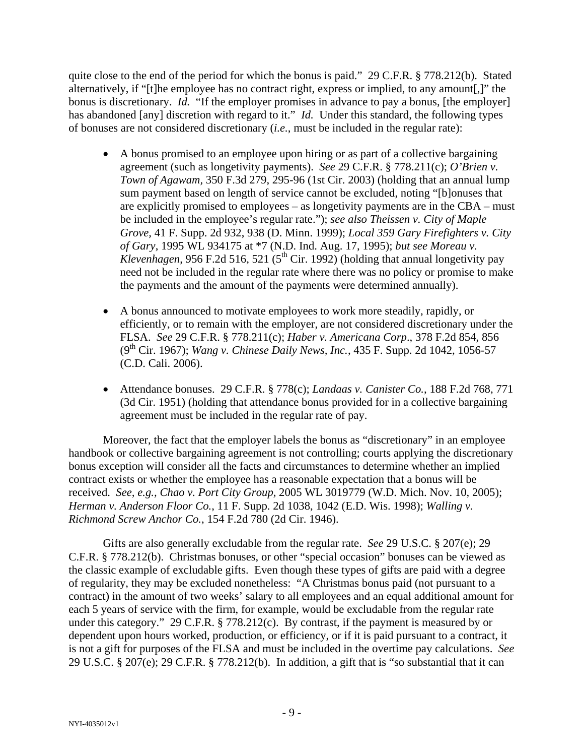quite close to the end of the period for which the bonus is paid." 29 C.F.R. § 778.212(b). Stated alternatively, if "[t]he employee has no contract right, express or implied, to any amount[,]" the bonus is discretionary. *Id.* "If the employer promises in advance to pay a bonus, [the employer] has abandoned [any] discretion with regard to it." *Id.* Under this standard, the following types of bonuses are not considered discretionary (*i.e.*, must be included in the regular rate):

- A bonus promised to an employee upon hiring or as part of a collective bargaining agreement (such as longevity payments). *See* 29 C.F.R. § 778.211(c); *O'Brien v. Town of Agawam*, 350 F.3d 279, 295-96 (1st Cir. 2003) (holding that an annual lump sum payment based on length of service cannot be excluded, noting "[b]onuses that are explicitly promised to employees – as longevity payments are in the CBA – must be included in the employee's regular rate."); *see also Theissen v. City of Maple Grove*, 41 F. Supp. 2d 932, 938 (D. Minn. 1999); *Local 359 Gary Firefighters v. City of Gary*, 1995 WL 934175 at *7 (N.D. Ind. Aug. 17, 1995); *but see Moreau v. Klevenhagen*, 956 F.2d 516, 521 (5th Cir. 1992) (holding that annual longevity pay need not be included in the regular rate where there was no policy or promise to make the payments and the amount of the payments were determined annually).

- A bonus announced to motivate employees to work more steadily, rapidly, or efficiently, or to remain with the employer, are not considered discretionary under the FLSA. *See* 29 C.F.R. § 778.211(c); *Haber v. Americana Corp*., 378 F.2d 854, 856 (9th Cir. 1967); *Wang v. Chinese Daily News, Inc.*, 435 F. Supp. 2d 1042, 1056-57 (C.D. Cali. 2006).

- Attendance bonuses. 29 C.F.R. § 778(c); *Landaas v. Canister Co.*, 188 F.2d 768, 771 (3d Cir. 1951) (holding that attendance bonus provided for in a collective bargaining agreement must be included in the regular rate of pay.

Moreover, the fact that the employer labels the bonus as "discretionary" in an employee handbook or collective bargaining agreement is not controlling; courts applying the discretionary bonus exception will consider all the facts and circumstances to determine whether an implied contract exists or whether the employee has a reasonable expectation that a bonus will be received. *See, e.g., Chao v. Port City Group*, 2005 WL 3019779 (W.D. Mich. Nov. 10, 2005); *Herman v. Anderson Floor Co.*, 11 F. Supp. 2d 1038, 1042 (E.D. Wis. 1998); *Walling v. Richmond Screw Anchor Co.*, 154 F.2d 780 (2d Cir. 1946).

Gifts are also generally excludable from the regular rate. *See* 29 U.S.C. § 207(e); 29 C.F.R. § 778.212(b). Christmas bonuses, or other "special occasion" bonuses can be viewed as the classic example of excludable gifts. Even though these types of gifts are paid with a degree of regularity, they may be excluded nonetheless: "A Christmas bonus paid (not pursuant to a contract) in the amount of two weeks' salary to all employees and an equal additional amount for each 5 years of service with the firm, for example, would be excludable from the regular rate under this category." 29 C.F.R. § 778.212(c). By contrast, if the payment is measured by or dependent upon hours worked, production, or efficiency, or if it is paid pursuant to a contract, it is not a gift for purposes of the FLSA and must be included in the overtime pay calculations. *See* 29 U.S.C. § 207(e); 29 C.F.R. § 778.212(b). In addition, a gift that is "so substantial that it can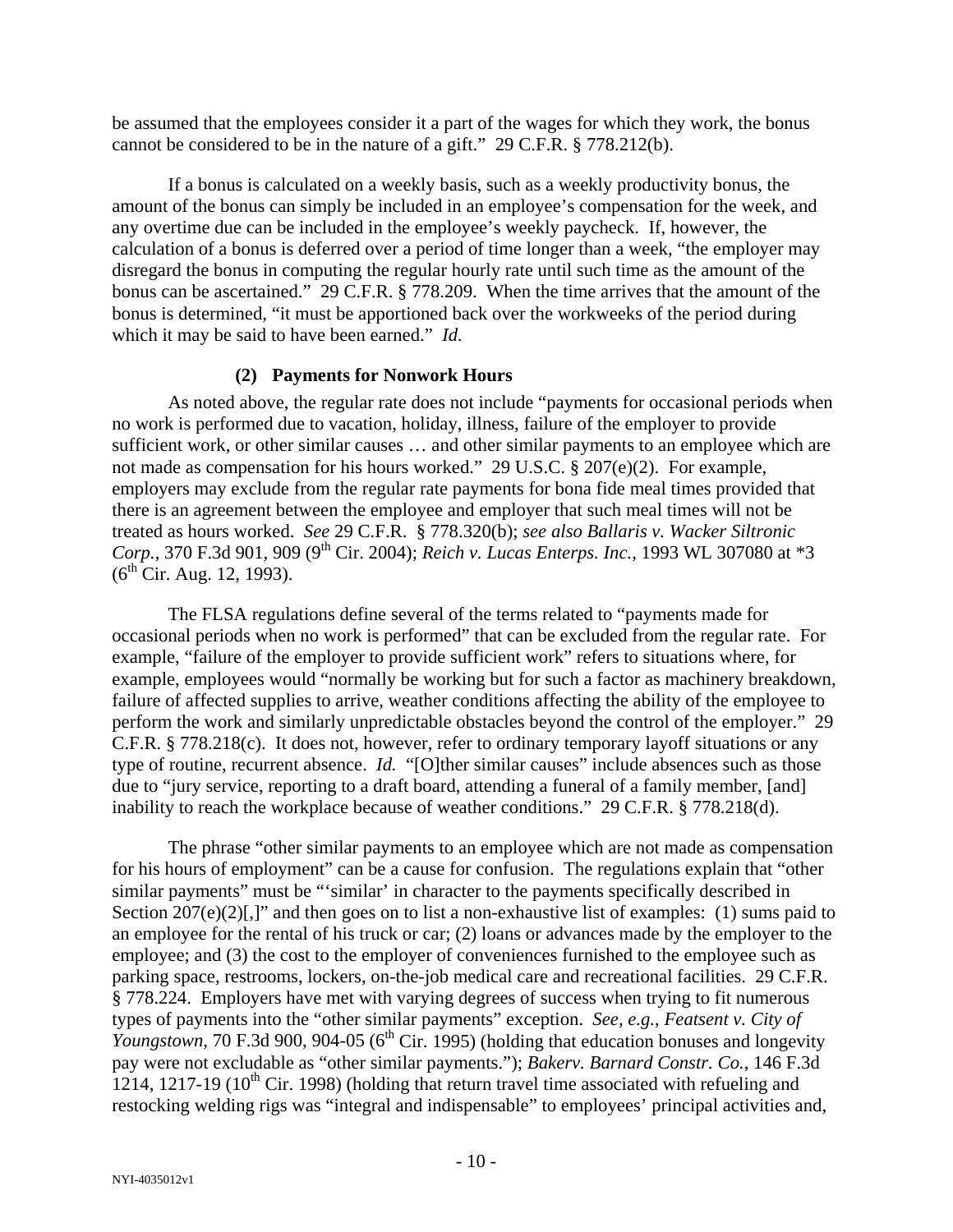be assumed that the employees consider it a part of the wages for which they work, the bonus cannot be considered to be in the nature of a gift." 29 C.F.R. § 778.212(b).

If a bonus is calculated on a weekly basis, such as a weekly productivity bonus, the amount of the bonus can simply be included in an employee's compensation for the week, and any overtime due can be included in the employee's weekly paycheck. If, however, the calculation of a bonus is deferred over a period of time longer than a week, "the employer may disregard the bonus in computing the regular hourly rate until such time as the amount of the bonus can be ascertained." 29 C.F.R. § 778.209. When the time arrives that the amount of the bonus is determined, "it must be apportioned back over the workweeks of the period during which it may be said to have been earned." *Id.*

#### (2) Payments for Nonwork Hours

As noted above, the regular rate does not include "payments for occasional periods when no work is performed due to vacation, holiday, illness, failure of the employer to provide sufficient work, or other similar causes … and other similar payments to an employee which are not made as compensation for his hours worked." 29 U.S.C. § 207(e)(2). For example, employers may exclude from the regular rate payments for bona fide meal times provided that there is an agreement between the employee and employer that such meal times will not be treated as hours worked. *See* 29 C.F.R. § 778.320(b); *see also Ballaris v. Wacker Siltronic Corp.*, 370 F.3d 901, 909 (9th Cir. 2004); *Reich v. Lucas Enterps. Inc.*, 1993 WL 307080 at *3 (6th Cir. Aug. 12, 1993).

The FLSA regulations define several of the terms related to "payments made for occasional periods when no work is performed" that can be excluded from the regular rate. For example, "failure of the employer to provide sufficient work" refers to situations where, for example, employees would "normally be working but for such a factor as machinery breakdown, failure of affected supplies to arrive, weather conditions affecting the ability of the employee to perform the work and similarly unpredictable obstacles beyond the control of the employer." 29 C.F.R. § 778.218(c). It does not, however, refer to ordinary temporary layoff situations or any type of routine, recurrent absence. *Id.* "[O]ther similar causes" include absences such as those due to "jury service, reporting to a draft board, attending a funeral of a family member, [and] inability to reach the workplace because of weather conditions." 29 C.F.R. § 778.218(d).

The phrase "other similar payments to an employee which are not made as compensation for his hours of employment" can be a cause for confusion. The regulations explain that "other similar payments" must be "'similar' in character to the payments specifically described in Section 207(e)(2)[,]" and then goes on to list a non-exhaustive list of examples: (1) sums paid to an employee for the rental of his truck or car; (2) loans or advances made by the employer to the employee; and (3) the cost to the employer of conveniences furnished to the employee such as parking space, restrooms, lockers, on-the-job medical care and recreational facilities. 29 C.F.R. § 778.224. Employers have met with varying degrees of success when trying to fit numerous types of payments into the "other similar payments" exception. *See, e.g.*, *Featsent v. City of Youngstown*, 70 F.3d 900, 904-05 (6th Cir. 1995) (holding that education bonuses and longevity pay were not excludable as "other similar payments."); *Bakerv. Barnard Constr. Co.*, 146 F.3d 1214, 1217-19 (10th Cir. 1998) (holding that return travel time associated with refueling and restocking welding rigs was "integral and indispensable" to employees' principal activities and,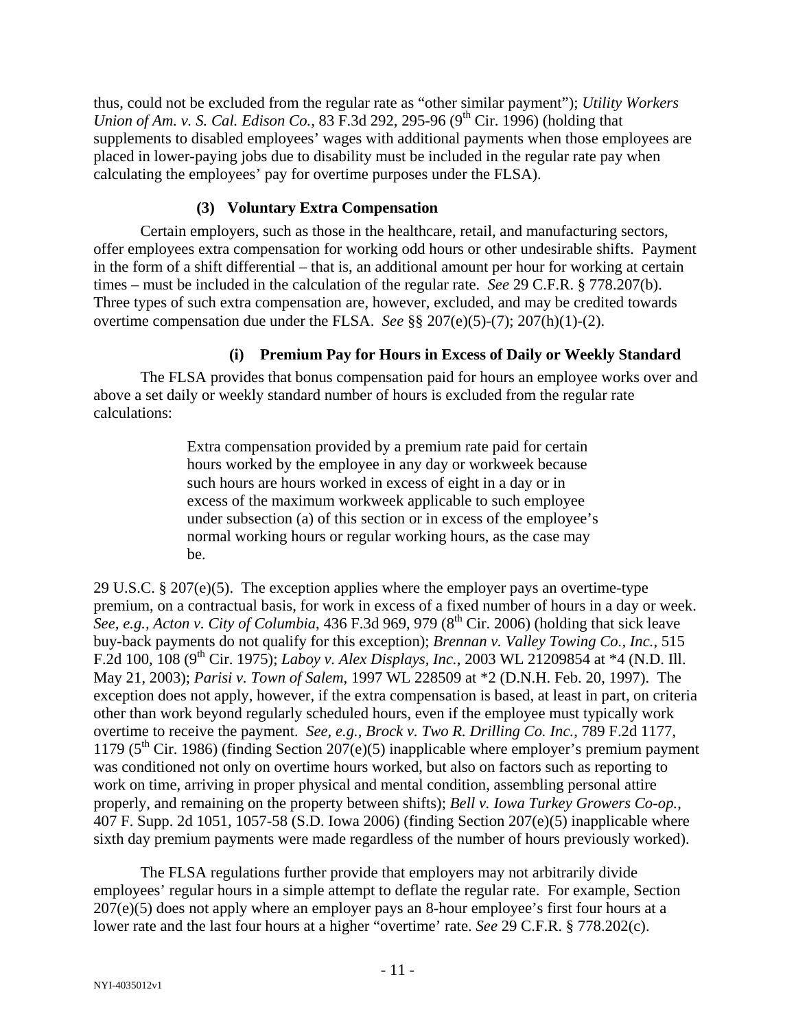thus, could not be excluded from the regular rate as "other similar payment"); *Utility Workers Union of Am. v. S. Cal. Edison Co.*, 83 F.3d 292, 295-96 (9th Cir. 1996) (holding that supplements to disabled employees' wages with additional payments when those employees are placed in lower-paying jobs due to disability must be included in the regular rate pay when calculating the employees' pay for overtime purposes under the FLSA).

#### (3) Voluntary Extra Compensation

Certain employers, such as those in the healthcare, retail, and manufacturing sectors, offer employees extra compensation for working odd hours or other undesirable shifts. Payment in the form of a shift differential – that is, an additional amount per hour for working at certain times – must be included in the calculation of the regular rate. *See* 29 C.F.R. § 778.207(b). Three types of such extra compensation are, however, excluded, and may be credited towards overtime compensation due under the FLSA. *See* §§ 207(e)(5)-(7); 207(h)(1)-(2).

##### (i) Premium Pay for Hours in Excess of Daily or Weekly Standard

The FLSA provides that bonus compensation paid for hours an employee works over and above a set daily or weekly standard number of hours is excluded from the regular rate calculations:

> Extra compensation provided by a premium rate paid for certain hours worked by the employee in any day or workweek because such hours are hours worked in excess of eight in a day or in excess of the maximum workweek applicable to such employee under subsection (a) of this section or in excess of the employee's normal working hours or regular working hours, as the case may be.

29 U.S.C. § 207(e)(5). The exception applies where the employer pays an overtime-type premium, on a contractual basis, for work in excess of a fixed number of hours in a day or week. *See, e.g., Acton v. City of Columbia*, 436 F.3d 969, 979 (8th Cir. 2006) (holding that sick leave buy-back payments do not qualify for this exception); *Brennan v. Valley Towing Co., Inc.*, 515 F.2d 100, 108 (9th Cir. 1975); *Laboy v. Alex Displays, Inc.*, 2003 WL 21209854 at *4 (N.D. Ill. May 21, 2003); *Parisi v. Town of Salem*, 1997 WL 228509 at *2 (D.N.H. Feb. 20, 1997). The exception does not apply, however, if the extra compensation is based, at least in part, on criteria other than work beyond regularly scheduled hours, even if the employee must typically work overtime to receive the payment. *See, e.g., Brock v. Two R. Drilling Co. Inc.*, 789 F.2d 1177, 1179 (5th Cir. 1986) (finding Section 207(e)(5) inapplicable where employer's premium payment was conditioned not only on overtime hours worked, but also on factors such as reporting to work on time, arriving in proper physical and mental condition, assembling personal attire properly, and remaining on the property between shifts); *Bell v. Iowa Turkey Growers Co-op.*, 407 F. Supp. 2d 1051, 1057-58 (S.D. Iowa 2006) (finding Section 207(e)(5) inapplicable where sixth day premium payments were made regardless of the number of hours previously worked).

The FLSA regulations further provide that employers may not arbitrarily divide employees' regular hours in a simple attempt to deflate the regular rate. For example, Section 207(e)(5) does not apply where an employer pays an 8-hour employee's first four hours at a lower rate and the last four hours at a higher "overtime' rate. *See* 29 C.F.R. § 778.202(c).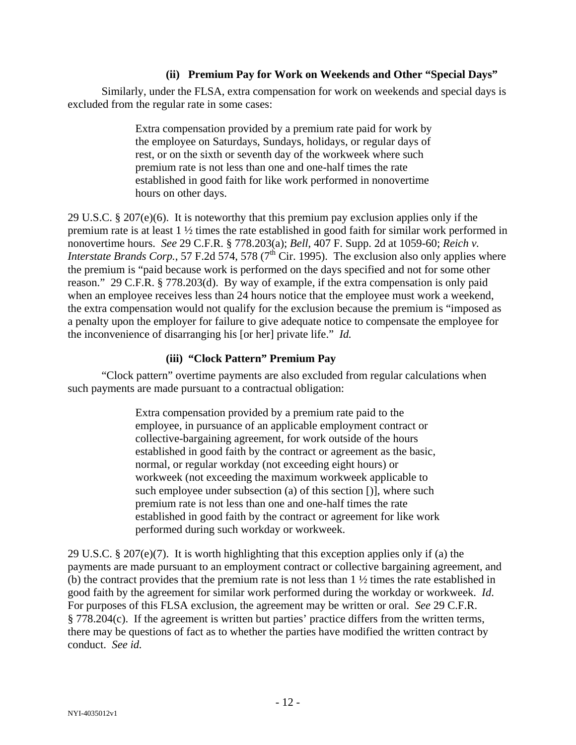#### (ii) Premium Pay for Work on Weekends and Other "Special Days"

Similarly, under the FLSA, extra compensation for work on weekends and special days is excluded from the regular rate in some cases:

> Extra compensation provided by a premium rate paid for work by the employee on Saturdays, Sundays, holidays, or regular days of rest, or on the sixth or seventh day of the workweek where such premium rate is not less than one and one-half times the rate established in good faith for like work performed in nonovertime hours on other days.

29 U.S.C. § 207(e)(6). It is noteworthy that this premium pay exclusion applies only if the premium rate is at least 1 ½ times the rate established in good faith for similar work performed in nonovertime hours. *See* 29 C.F.R. § 778.203(a); *Bell*, 407 F. Supp. 2d at 1059-60; *Reich v. Interstate Brands Corp.*, 57 F.2d 574, 578 (7th Cir. 1995). The exclusion also only applies where the premium is "paid because work is performed on the days specified and not for some other reason." 29 C.F.R. § 778.203(d). By way of example, if the extra compensation is only paid when an employee receives less than 24 hours notice that the employee must work a weekend, the extra compensation would not qualify for the exclusion because the premium is "imposed as a penalty upon the employer for failure to give adequate notice to compensate the employee for the inconvenience of disarranging his [or her] private life." *Id.*

#### (iii) "Clock Pattern" Premium Pay

"Clock pattern" overtime payments are also excluded from regular calculations when such payments are made pursuant to a contractual obligation:

> Extra compensation provided by a premium rate paid to the employee, in pursuance of an applicable employment contract or collective-bargaining agreement, for work outside of the hours established in good faith by the contract or agreement as the basic, normal, or regular workday (not exceeding eight hours) or workweek (not exceeding the maximum workweek applicable to such employee under subsection (a) of this section [)], where such premium rate is not less than one and one-half times the rate established in good faith by the contract or agreement for like work performed during such workday or workweek.

29 U.S.C. § 207(e)(7). It is worth highlighting that this exception applies only if (a) the payments are made pursuant to an employment contract or collective bargaining agreement, and (b) the contract provides that the premium rate is not less than 1 ½ times the rate established in good faith by the agreement for similar work performed during the workday or workweek. *Id*. For purposes of this FLSA exclusion, the agreement may be written or oral. *See* 29 C.F.R. § 778.204(c). If the agreement is written but parties' practice differs from the written terms, there may be questions of fact as to whether the parties have modified the written contract by conduct. *See id.*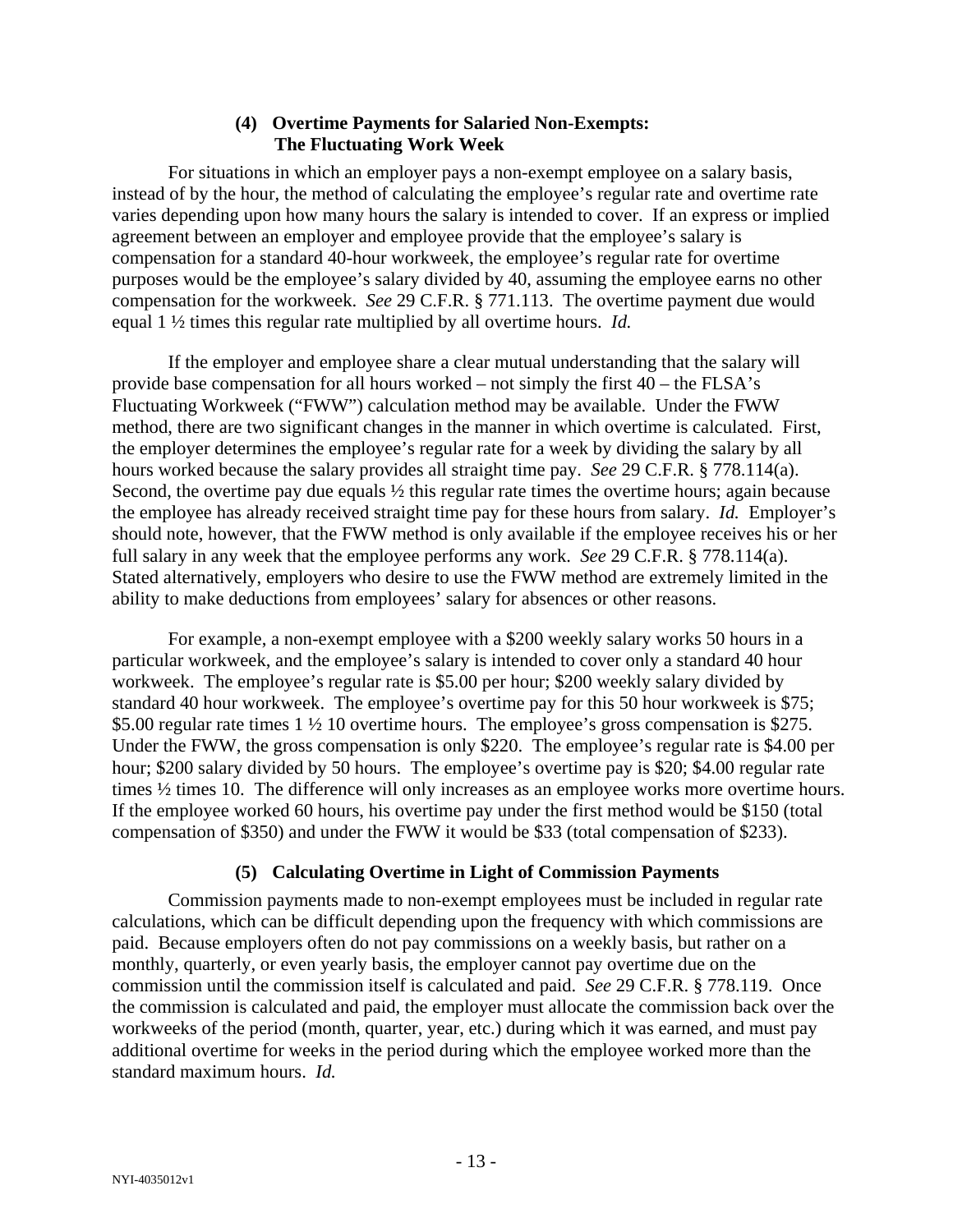### (4) Overtime Payments for Salaried Non-Exempts: The Fluctuating Work Week

For situations in which an employer pays a non-exempt employee on a salary basis, instead of by the hour, the method of calculating the employee's regular rate and overtime rate varies depending upon how many hours the salary is intended to cover. If an express or implied agreement between an employer and employee provide that the employee's salary is compensation for a standard 40-hour workweek, the employee's regular rate for overtime purposes would be the employee's salary divided by 40, assuming the employee earns no other compensation for the workweek. *See* 29 C.F.R. § 771.113. The overtime payment due would equal 1 ½ times this regular rate multiplied by all overtime hours. *Id.*

If the employer and employee share a clear mutual understanding that the salary will provide base compensation for all hours worked – not simply the first 40 – the FLSA's Fluctuating Workweek ("FWW") calculation method may be available. Under the FWW method, there are two significant changes in the manner in which overtime is calculated. First, the employer determines the employee's regular rate for a week by dividing the salary by all hours worked because the salary provides all straight time pay. *See* 29 C.F.R. § 778.114(a). Second, the overtime pay due equals ½ this regular rate times the overtime hours; again because the employee has already received straight time pay for these hours from salary. *Id.* Employer's should note, however, that the FWW method is only available if the employee receives his or her full salary in any week that the employee performs any work. *See* 29 C.F.R. § 778.114(a). Stated alternatively, employers who desire to use the FWW method are extremely limited in the ability to make deductions from employees' salary for absences or other reasons.

For example, a non-exempt employee with a $200 weekly salary works 50 hours in a particular workweek, and the employee's salary is intended to cover only a standard 40 hour workweek. The employee's regular rate is $5.00 per hour; $200 weekly salary divided by standard 40 hour workweek. The employee's overtime pay for this 50 hour workweek is $75; $5.00 regular rate times 1 ½ 10 overtime hours. The employee's gross compensation is $275. Under the FWW, the gross compensation is only $220. The employee's regular rate is $4.00 per hour; $200 salary divided by 50 hours. The employee's overtime pay is $20; $4.00 regular rate times ½ times 10. The difference will only increases as an employee works more overtime hours. If the employee worked 60 hours, his overtime pay under the first method would be $150 (total compensation of $350) and under the FWW it would be $33 (total compensation of $233).

### (5) Calculating Overtime in Light of Commission Payments

Commission payments made to non-exempt employees must be included in regular rate calculations, which can be difficult depending upon the frequency with which commissions are paid. Because employers often do not pay commissions on a weekly basis, but rather on a monthly, quarterly, or even yearly basis, the employer cannot pay overtime due on the commission until the commission itself is calculated and paid. *See* 29 C.F.R. § 778.119. Once the commission is calculated and paid, the employer must allocate the commission back over the workweeks of the period (month, quarter, year, etc.) during which it was earned, and must pay additional overtime for weeks in the period during which the employee worked more than the standard maximum hours. *Id.*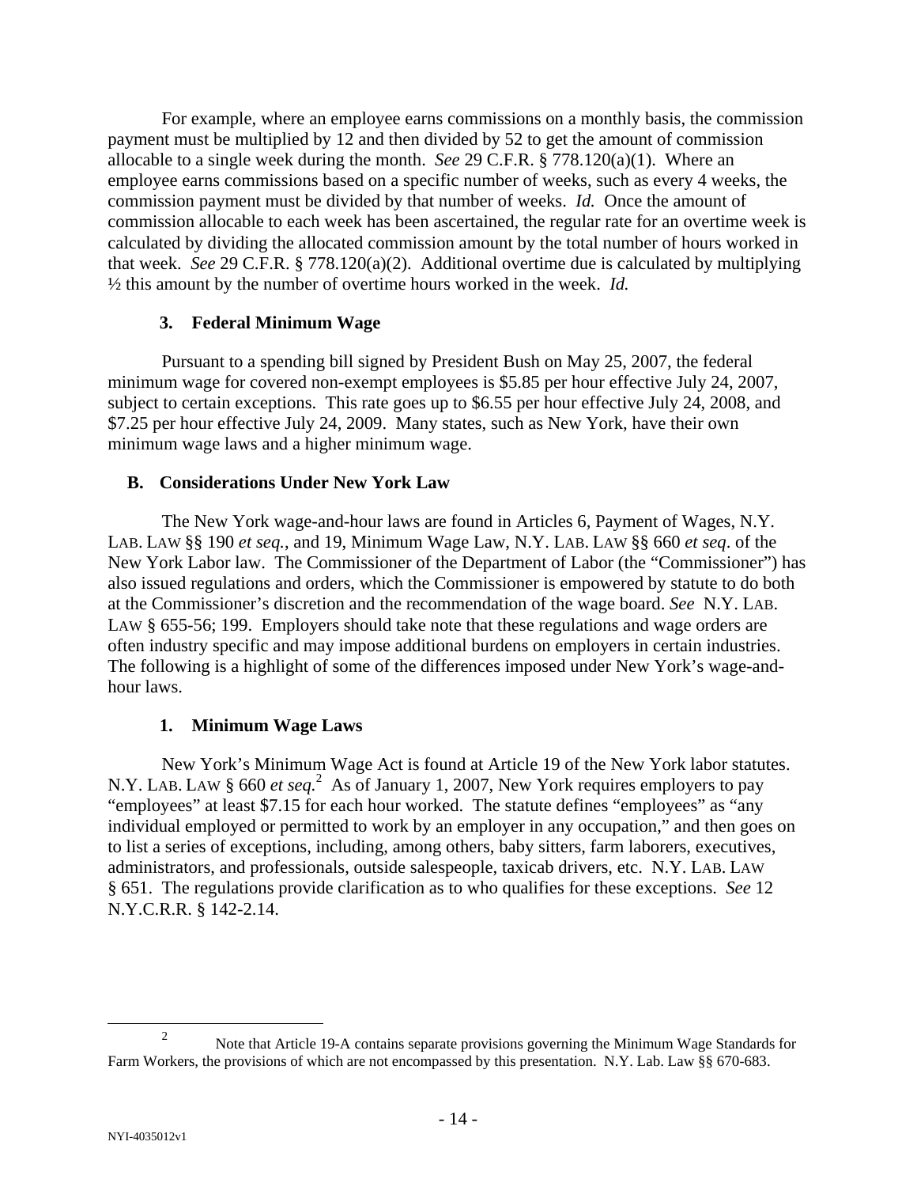For example, where an employee earns commissions on a monthly basis, the commission payment must be multiplied by 12 and then divided by 52 to get the amount of commission allocable to a single week during the month. *See* 29 C.F.R. § 778.120(a)(1). Where an employee earns commissions based on a specific number of weeks, such as every 4 weeks, the commission payment must be divided by that number of weeks. *Id.* Once the amount of commission allocable to each week has been ascertained, the regular rate for an overtime week is calculated by dividing the allocated commission amount by the total number of hours worked in that week. *See* 29 C.F.R. § 778.120(a)(2). Additional overtime due is calculated by multiplying ½ this amount by the number of overtime hours worked in the week. *Id.*

### 3. Federal Minimum Wage

Pursuant to a spending bill signed by President Bush on May 25, 2007, the federal minimum wage for covered non-exempt employees is $5.85 per hour effective July 24, 2007, subject to certain exceptions. This rate goes up to $6.55 per hour effective July 24, 2008, and $7.25 per hour effective July 24, 2009. Many states, such as New York, have their own minimum wage laws and a higher minimum wage.

## B. Considerations Under New York Law

The New York wage-and-hour laws are found in Articles 6, Payment of Wages, N.Y. LAB. LAW §§ 190 *et seq.*, and 19, Minimum Wage Law, N.Y. LAB. LAW §§ 660 *et seq*. of the New York Labor law. The Commissioner of the Department of Labor (the "Commissioner") has also issued regulations and orders, which the Commissioner is empowered by statute to do both at the Commissioner's discretion and the recommendation of the wage board. *See* N.Y. LAB. LAW § 655-56; 199. Employers should take note that these regulations and wage orders are often industry specific and may impose additional burdens on employers in certain industries. The following is a highlight of some of the differences imposed under New York's wage-and-hour laws.

### 1. Minimum Wage Laws

New York's Minimum Wage Act is found at Article 19 of the New York labor statutes. N.Y. LAB. LAW § 660 *et seq.*[2] As of January 1, 2007, New York requires employers to pay "employees" at least $7.15 for each hour worked. The statute defines "employees" as "any individual employed or permitted to work by an employer in any occupation," and then goes on to list a series of exceptions, including, among others, baby sitters, farm laborers, executives, administrators, and professionals, outside salespeople, taxicab drivers, etc. N.Y. LAB. LAW § 651. The regulations provide clarification as to who qualifies for these exceptions. *See* 12 N.Y.C.R.R. § 142-2.14.

---

[2] Note that Article 19-A contains separate provisions governing the Minimum Wage Standards for Farm Workers, the provisions of which are not encompassed by this presentation. N.Y. Lab. Law §§ 670-683.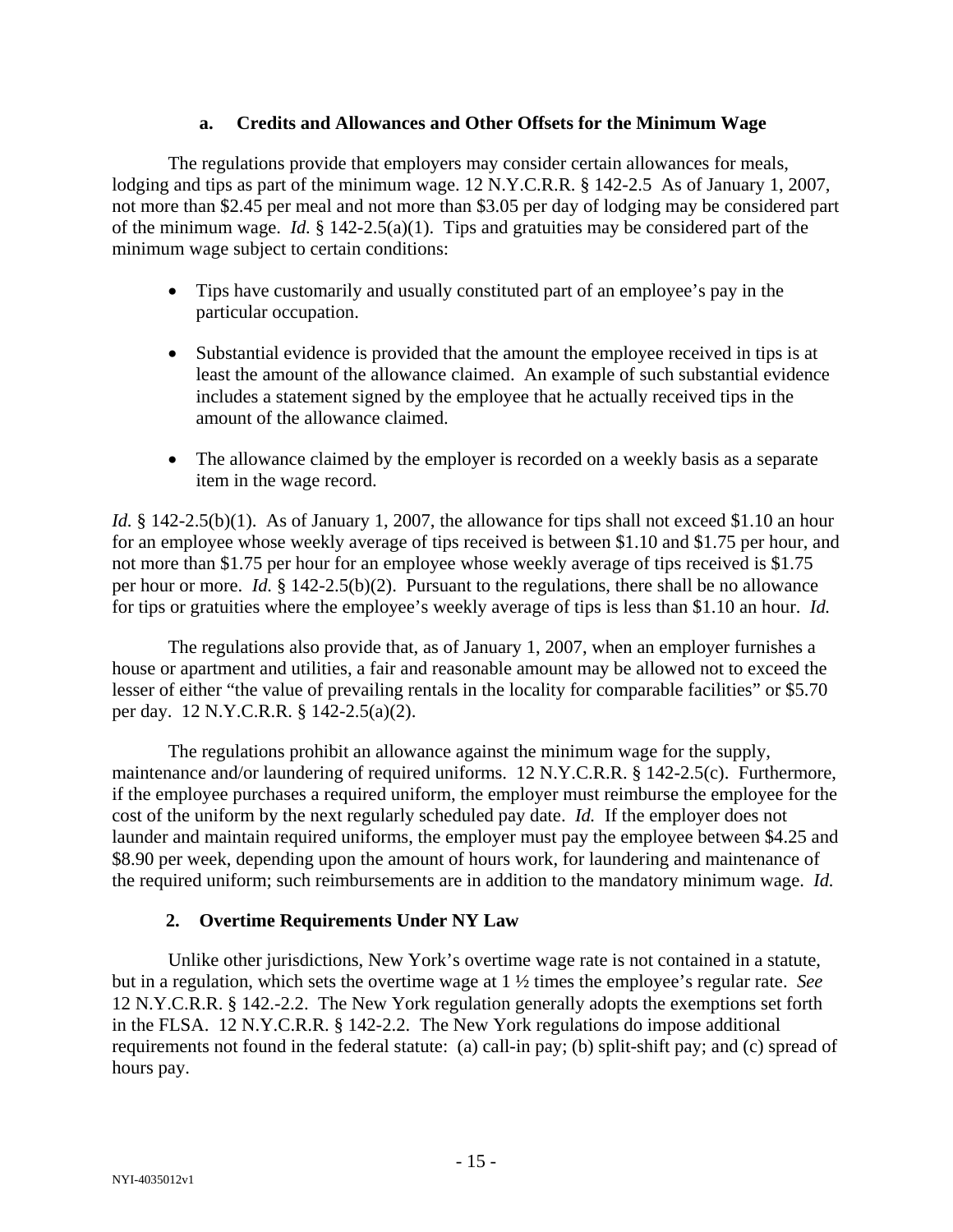#### a. Credits and Allowances and Other Offsets for the Minimum Wage

The regulations provide that employers may consider certain allowances for meals, lodging and tips as part of the minimum wage. 12 N.Y.C.R.R. § 142-2.5 As of January 1, 2007, not more than $2.45 per meal and not more than $3.05 per day of lodging may be considered part of the minimum wage. *Id.* § 142-2.5(a)(1). Tips and gratuities may be considered part of the minimum wage subject to certain conditions:

- Tips have customarily and usually constituted part of an employee's pay in the particular occupation.
- Substantial evidence is provided that the amount the employee received in tips is at least the amount of the allowance claimed. An example of such substantial evidence includes a statement signed by the employee that he actually received tips in the amount of the allowance claimed.
- The allowance claimed by the employer is recorded on a weekly basis as a separate item in the wage record.

*Id.* § 142-2.5(b)(1). As of January 1, 2007, the allowance for tips shall not exceed $1.10 an hour for an employee whose weekly average of tips received is between $1.10 and $1.75 per hour, and not more than $1.75 per hour for an employee whose weekly average of tips received is $1.75 per hour or more. *Id.* § 142-2.5(b)(2). Pursuant to the regulations, there shall be no allowance for tips or gratuities where the employee's weekly average of tips is less than $1.10 an hour. *Id.*

The regulations also provide that, as of January 1, 2007, when an employer furnishes a house or apartment and utilities, a fair and reasonable amount may be allowed not to exceed the lesser of either "the value of prevailing rentals in the locality for comparable facilities" or $5.70 per day. 12 N.Y.C.R.R. § 142-2.5(a)(2).

The regulations prohibit an allowance against the minimum wage for the supply, maintenance and/or laundering of required uniforms. 12 N.Y.C.R.R. § 142-2.5(c). Furthermore, if the employee purchases a required uniform, the employer must reimburse the employee for the cost of the uniform by the next regularly scheduled pay date. *Id.* If the employer does not launder and maintain required uniforms, the employer must pay the employee between $4.25 and $8.90 per week, depending upon the amount of hours work, for laundering and maintenance of the required uniform; such reimbursements are in addition to the mandatory minimum wage. *Id.*

### 2. Overtime Requirements Under NY Law

Unlike other jurisdictions, New York's overtime wage rate is not contained in a statute, but in a regulation, which sets the overtime wage at 1 ½ times the employee's regular rate. *See* 12 N.Y.C.R.R. § 142.-2.2. The New York regulation generally adopts the exemptions set forth in the FLSA. 12 N.Y.C.R.R. § 142-2.2. The New York regulations do impose additional requirements not found in the federal statute: (a) call-in pay; (b) split-shift pay; and (c) spread of hours pay.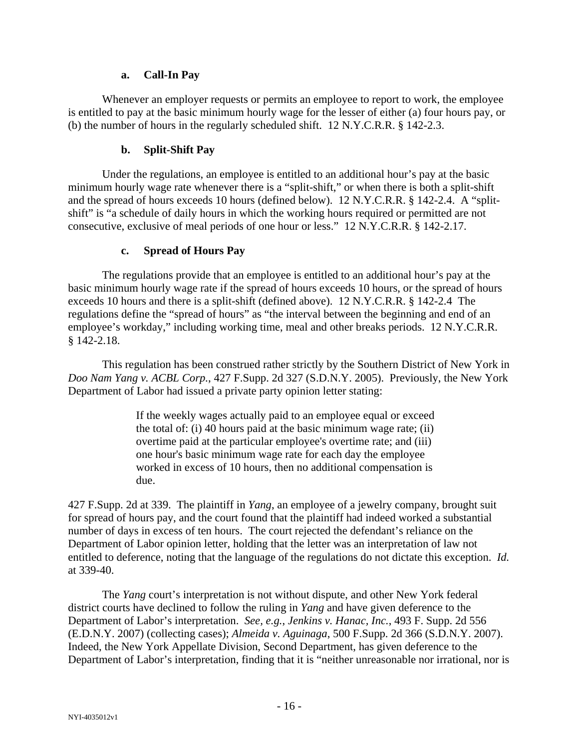#### a. Call-In Pay

Whenever an employer requests or permits an employee to report to work, the employee is entitled to pay at the basic minimum hourly wage for the lesser of either (a) four hours pay, or (b) the number of hours in the regularly scheduled shift. 12 N.Y.C.R.R. § 142-2.3.

#### b. Split-Shift Pay

Under the regulations, an employee is entitled to an additional hour's pay at the basic minimum hourly wage rate whenever there is a "split-shift," or when there is both a split-shift and the spread of hours exceeds 10 hours (defined below). 12 N.Y.C.R.R. § 142-2.4. A "split-shift" is "a schedule of daily hours in which the working hours required or permitted are not consecutive, exclusive of meal periods of one hour or less." 12 N.Y.C.R.R. § 142-2.17.

#### c. Spread of Hours Pay

The regulations provide that an employee is entitled to an additional hour's pay at the basic minimum hourly wage rate if the spread of hours exceeds 10 hours, or the spread of hours exceeds 10 hours and there is a split-shift (defined above). 12 N.Y.C.R.R. § 142-2.4 The regulations define the "spread of hours" as "the interval between the beginning and end of an employee's workday," including working time, meal and other breaks periods. 12 N.Y.C.R.R. § 142-2.18.

This regulation has been construed rather strictly by the Southern District of New York in *Doo Nam Yang v. ACBL Corp.*, 427 F.Supp. 2d 327 (S.D.N.Y. 2005). Previously, the New York Department of Labor had issued a private party opinion letter stating:

> If the weekly wages actually paid to an employee equal or exceed the total of: (i) 40 hours paid at the basic minimum wage rate; (ii) overtime paid at the particular employee's overtime rate; and (iii) one hour's basic minimum wage rate for each day the employee worked in excess of 10 hours, then no additional compensation is due.

427 F.Supp. 2d at 339. The plaintiff in *Yang*, an employee of a jewelry company, brought suit for spread of hours pay, and the court found that the plaintiff had indeed worked a substantial number of days in excess of ten hours. The court rejected the defendant's reliance on the Department of Labor opinion letter, holding that the letter was an interpretation of law not entitled to deference, noting that the language of the regulations do not dictate this exception. *Id.* at 339-40.

The *Yang* court's interpretation is not without dispute, and other New York federal district courts have declined to follow the ruling in *Yang* and have given deference to the Department of Labor's interpretation. *See, e.g.*, *Jenkins v. Hanac, Inc.*, 493 F. Supp. 2d 556 (E.D.N.Y. 2007) (collecting cases); *Almeida v. Aguinaga*, 500 F.Supp. 2d 366 (S.D.N.Y. 2007). Indeed, the New York Appellate Division, Second Department, has given deference to the Department of Labor's interpretation, finding that it is "neither unreasonable nor irrational, nor is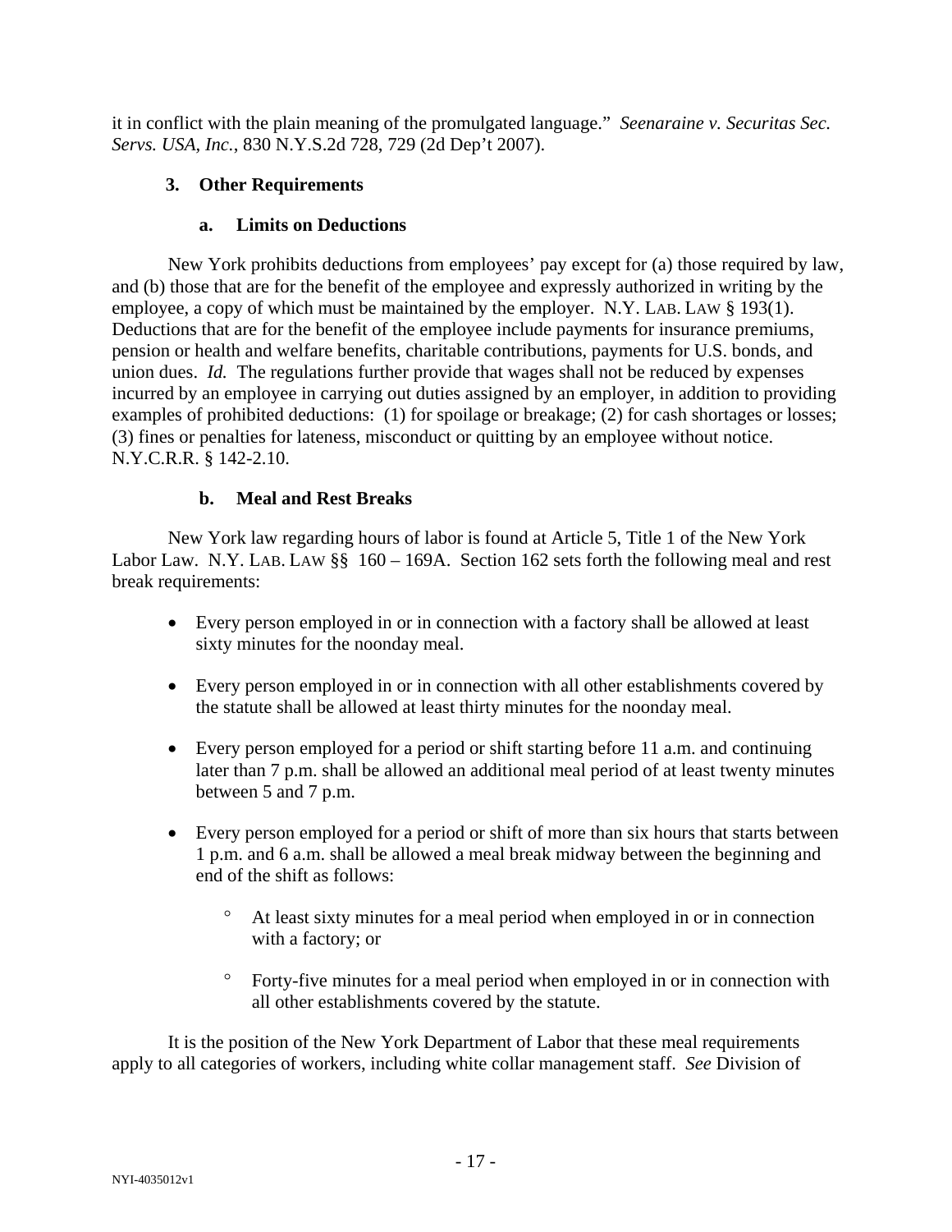it in conflict with the plain meaning of the promulgated language." *Seenaraine v. Securitas Sec. Servs. USA, Inc.*, 830 N.Y.S.2d 728, 729 (2d Dep't 2007).

### 3. Other Requirements

#### a. Limits on Deductions

New York prohibits deductions from employees' pay except for (a) those required by law, and (b) those that are for the benefit of the employee and expressly authorized in writing by the employee, a copy of which must be maintained by the employer. N.Y. LAB. LAW § 193(1). Deductions that are for the benefit of the employee include payments for insurance premiums, pension or health and welfare benefits, charitable contributions, payments for U.S. bonds, and union dues. *Id.* The regulations further provide that wages shall not be reduced by expenses incurred by an employee in carrying out duties assigned by an employer, in addition to providing examples of prohibited deductions: (1) for spoilage or breakage; (2) for cash shortages or losses; (3) fines or penalties for lateness, misconduct or quitting by an employee without notice. N.Y.C.R.R. § 142-2.10.

#### b. Meal and Rest Breaks

New York law regarding hours of labor is found at Article 5, Title 1 of the New York Labor Law. N.Y. LAB. LAW §§ 160 – 169A. Section 162 sets forth the following meal and rest break requirements:

- Every person employed in or in connection with a factory shall be allowed at least sixty minutes for the noonday meal.
- Every person employed in or in connection with all other establishments covered by the statute shall be allowed at least thirty minutes for the noonday meal.
- Every person employed for a period or shift starting before 11 a.m. and continuing later than 7 p.m. shall be allowed an additional meal period of at least twenty minutes between 5 and 7 p.m.
- Every person employed for a period or shift of more than six hours that starts between 1 p.m. and 6 a.m. shall be allowed a meal break midway between the beginning and end of the shift as follows:
  - At least sixty minutes for a meal period when employed in or in connection with a factory; or
  - Forty-five minutes for a meal period when employed in or in connection with all other establishments covered by the statute.

It is the position of the New York Department of Labor that these meal requirements apply to all categories of workers, including white collar management staff. *See* Division of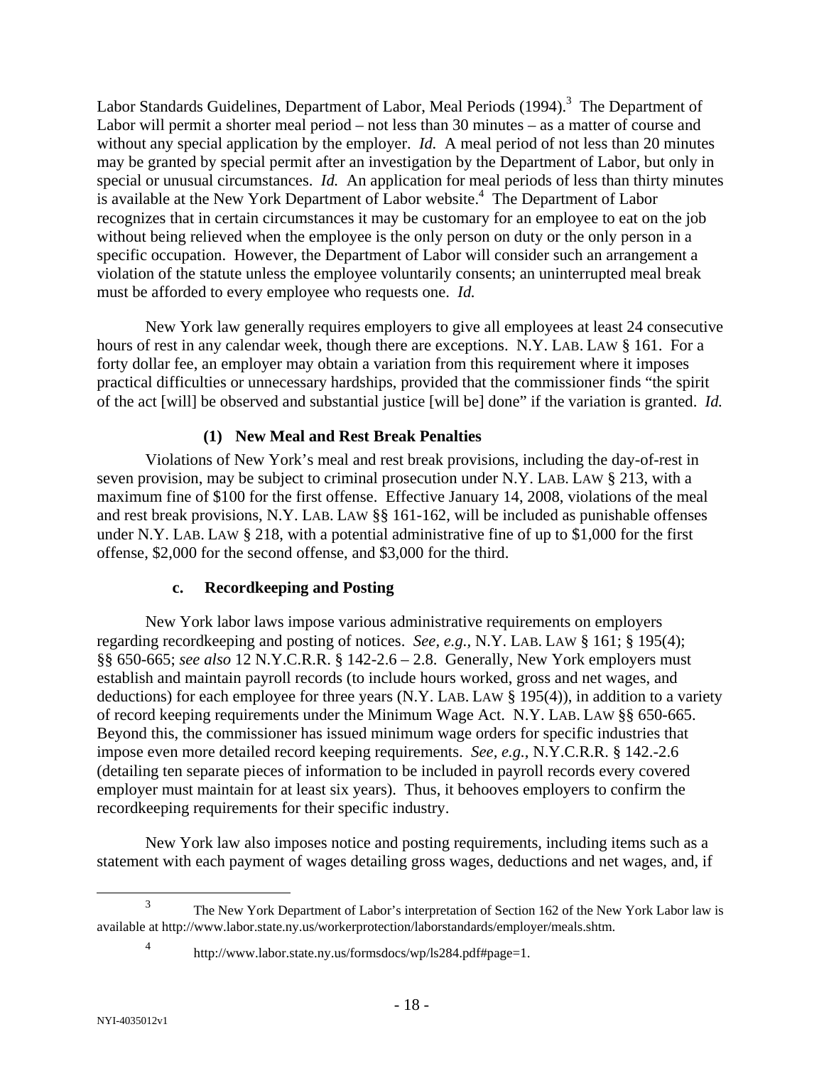Labor Standards Guidelines, Department of Labor, Meal Periods (1994).[3] The Department of Labor will permit a shorter meal period – not less than 30 minutes – as a matter of course and without any special application by the employer. *Id.* A meal period of not less than 20 minutes may be granted by special permit after an investigation by the Department of Labor, but only in special or unusual circumstances. *Id.* An application for meal periods of less than thirty minutes is available at the New York Department of Labor website.[4] The Department of Labor recognizes that in certain circumstances it may be customary for an employee to eat on the job without being relieved when the employee is the only person on duty or the only person in a specific occupation. However, the Department of Labor will consider such an arrangement a violation of the statute unless the employee voluntarily consents; an uninterrupted meal break must be afforded to every employee who requests one. *Id.*

New York law generally requires employers to give all employees at least 24 consecutive hours of rest in any calendar week, though there are exceptions. N.Y. LAB. LAW § 161. For a forty dollar fee, an employer may obtain a variation from this requirement where it imposes practical difficulties or unnecessary hardships, provided that the commissioner finds "the spirit of the act [will] be observed and substantial justice [will be] done" if the variation is granted. *Id.*

#### (1) New Meal and Rest Break Penalties

Violations of New York's meal and rest break provisions, including the day-of-rest in seven provision, may be subject to criminal prosecution under N.Y. LAB. LAW § 213, with a maximum fine of $100 for the first offense. Effective January 14, 2008, violations of the meal and rest break provisions, N.Y. LAB. LAW §§ 161-162, will be included as punishable offenses under N.Y. LAB. LAW § 218, with a potential administrative fine of up to $1,000 for the first offense, $2,000 for the second offense, and $3,000 for the third.

### c. Recordkeeping and Posting

New York labor laws impose various administrative requirements on employers regarding recordkeeping and posting of notices. *See, e.g.*, N.Y. LAB. LAW § 161; § 195(4); §§ 650-665; *see also* 12 N.Y.C.R.R. § 142-2.6 – 2.8. Generally, New York employers must establish and maintain payroll records (to include hours worked, gross and net wages, and deductions) for each employee for three years (N.Y. LAB. LAW § 195(4)), in addition to a variety of record keeping requirements under the Minimum Wage Act. N.Y. LAB. LAW §§ 650-665. Beyond this, the commissioner has issued minimum wage orders for specific industries that impose even more detailed record keeping requirements. *See, e.g.*, N.Y.C.R.R. § 142.-2.6 (detailing ten separate pieces of information to be included in payroll records every covered employer must maintain for at least six years). Thus, it behooves employers to confirm the recordkeeping requirements for their specific industry.

New York law also imposes notice and posting requirements, including items such as a statement with each payment of wages detailing gross wages, deductions and net wages, and, if

---

[3] The New York Department of Labor's interpretation of Section 162 of the New York Labor law is available at http://www.labor.state.ny.us/workerprotection/laborstandards/employer/meals.shtm.

[4] http://www.labor.state.ny.us/formsdocs/wp/ls284.pdf#page=1.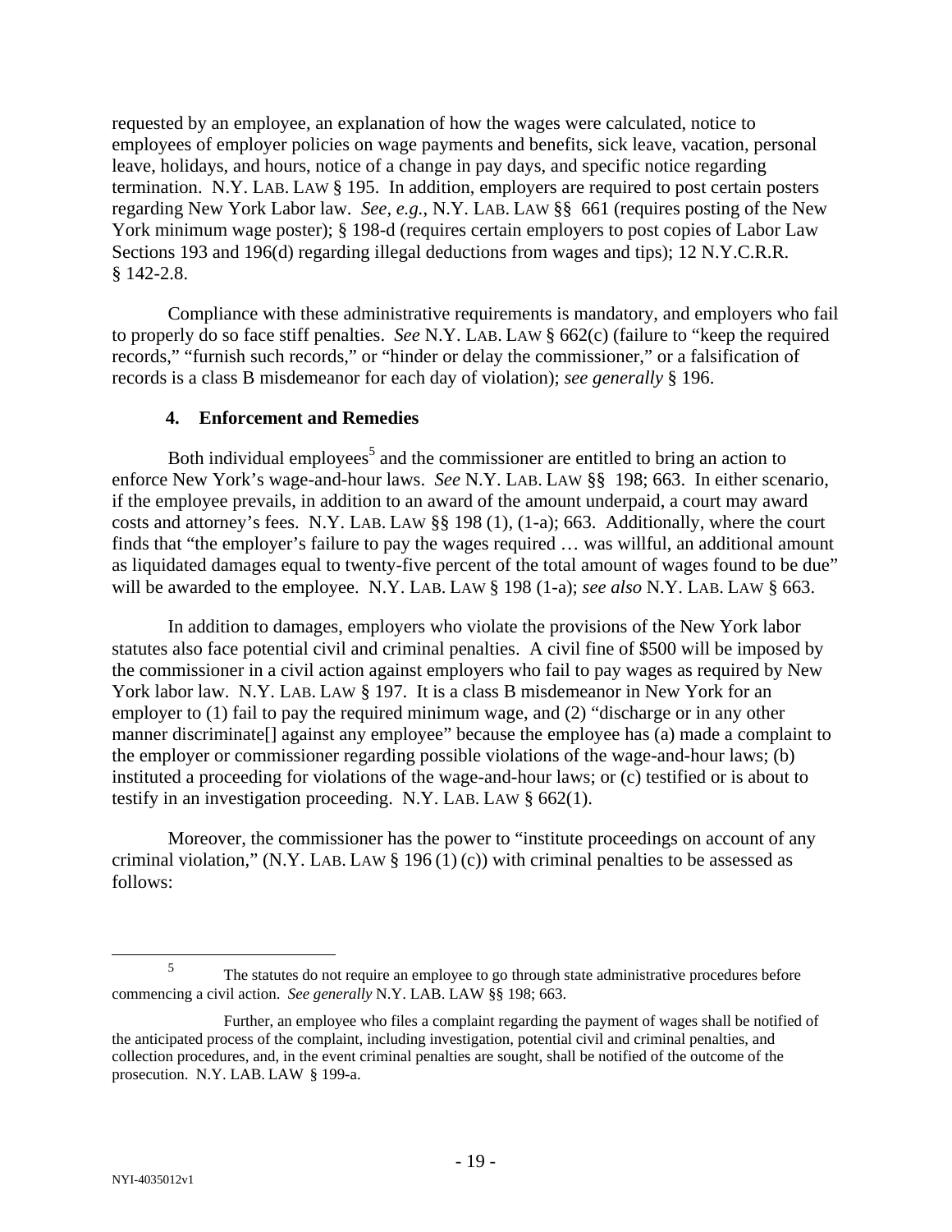requested by an employee, an explanation of how the wages were calculated, notice to employees of employer policies on wage payments and benefits, sick leave, vacation, personal leave, holidays, and hours, notice of a change in pay days, and specific notice regarding termination. N.Y. LAB. LAW § 195. In addition, employers are required to post certain posters regarding New York Labor law. *See, e.g.*, N.Y. LAB. LAW §§ 661 (requires posting of the New York minimum wage poster); § 198-d (requires certain employers to post copies of Labor Law Sections 193 and 196(d) regarding illegal deductions from wages and tips); 12 N.Y.C.R.R. § 142-2.8.

Compliance with these administrative requirements is mandatory, and employers who fail to properly do so face stiff penalties. *See* N.Y. LAB. LAW § 662(c) (failure to "keep the required records," "furnish such records," or "hinder or delay the commissioner," or a falsification of records is a class B misdemeanor for each day of violation); *see generally* § 196.

### 4. Enforcement and Remedies

Both individual employees[5] and the commissioner are entitled to bring an action to enforce New York's wage-and-hour laws. *See* N.Y. LAB. LAW §§ 198; 663. In either scenario, if the employee prevails, in addition to an award of the amount underpaid, a court may award costs and attorney's fees. N.Y. LAB. LAW §§ 198 (1), (1-a); 663. Additionally, where the court finds that "the employer's failure to pay the wages required … was willful, an additional amount as liquidated damages equal to twenty-five percent of the total amount of wages found to be due" will be awarded to the employee. N.Y. LAB. LAW § 198 (1-a); *see also* N.Y. LAB. LAW § 663.

In addition to damages, employers who violate the provisions of the New York labor statutes also face potential civil and criminal penalties. A civil fine of $500 will be imposed by the commissioner in a civil action against employers who fail to pay wages as required by New York labor law. N.Y. LAB. LAW § 197. It is a class B misdemeanor in New York for an employer to (1) fail to pay the required minimum wage, and (2) "discharge or in any other manner discriminate[] against any employee" because the employee has (a) made a complaint to the employer or commissioner regarding possible violations of the wage-and-hour laws; (b) instituted a proceeding for violations of the wage-and-hour laws; or (c) testified or is about to testify in an investigation proceeding. N.Y. LAB. LAW § 662(1).

Moreover, the commissioner has the power to "institute proceedings on account of any criminal violation," (N.Y. LAB. LAW § 196 (1) (c)) with criminal penalties to be assessed as follows:

---

[5] The statutes do not require an employee to go through state administrative procedures before commencing a civil action. *See generally* N.Y. LAB. LAW §§ 198; 663.

Further, an employee who files a complaint regarding the payment of wages shall be notified of the anticipated process of the complaint, including investigation, potential civil and criminal penalties, and collection procedures, and, in the event criminal penalties are sought, shall be notified of the outcome of the prosecution. N.Y. LAB. LAW § 199-a.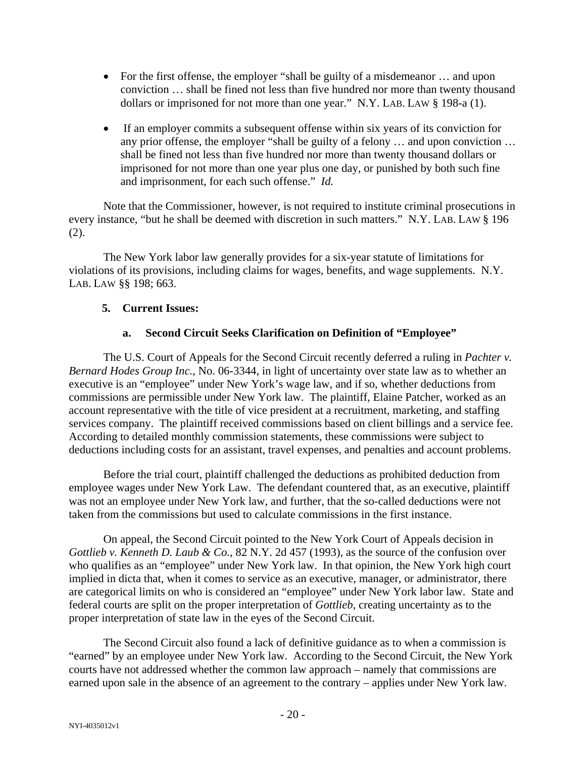- For the first offense, the employer "shall be guilty of a misdemeanor … and upon conviction … shall be fined not less than five hundred nor more than twenty thousand dollars or imprisoned for not more than one year." N.Y. LAB. LAW § 198-a (1).

- If an employer commits a subsequent offense within six years of its conviction for any prior offense, the employer "shall be guilty of a felony … and upon conviction … shall be fined not less than five hundred nor more than twenty thousand dollars or imprisoned for not more than one year plus one day, or punished by both such fine and imprisonment, for each such offense." *Id.*

Note that the Commissioner, however, is not required to institute criminal prosecutions in every instance, "but he shall be deemed with discretion in such matters." N.Y. LAB. LAW § 196 (2).

The New York labor law generally provides for a six-year statute of limitations for violations of its provisions, including claims for wages, benefits, and wage supplements. N.Y. LAB. LAW §§ 198; 663.

**5. Current Issues:**

**a. Second Circuit Seeks Clarification on Definition of "Employee"**

The U.S. Court of Appeals for the Second Circuit recently deferred a ruling in *Pachter v. Bernard Hodes Group Inc.*, No. 06-3344, in light of uncertainty over state law as to whether an executive is an "employee" under New York's wage law, and if so, whether deductions from commissions are permissible under New York law. The plaintiff, Elaine Patcher, worked as an account representative with the title of vice president at a recruitment, marketing, and staffing services company. The plaintiff received commissions based on client billings and a service fee. According to detailed monthly commission statements, these commissions were subject to deductions including costs for an assistant, travel expenses, and penalties and account problems.

Before the trial court, plaintiff challenged the deductions as prohibited deduction from employee wages under New York Law. The defendant countered that, as an executive, plaintiff was not an employee under New York law, and further, that the so-called deductions were not taken from the commissions but used to calculate commissions in the first instance.

On appeal, the Second Circuit pointed to the New York Court of Appeals decision in *Gottlieb v. Kenneth D. Laub & Co.*, 82 N.Y. 2d 457 (1993), as the source of the confusion over who qualifies as an "employee" under New York law. In that opinion, the New York high court implied in dicta that, when it comes to service as an executive, manager, or administrator, there are categorical limits on who is considered an "employee" under New York labor law. State and federal courts are split on the proper interpretation of *Gottlieb*, creating uncertainty as to the proper interpretation of state law in the eyes of the Second Circuit.

The Second Circuit also found a lack of definitive guidance as to when a commission is "earned" by an employee under New York law. According to the Second Circuit, the New York courts have not addressed whether the common law approach – namely that commissions are earned upon sale in the absence of an agreement to the contrary – applies under New York law.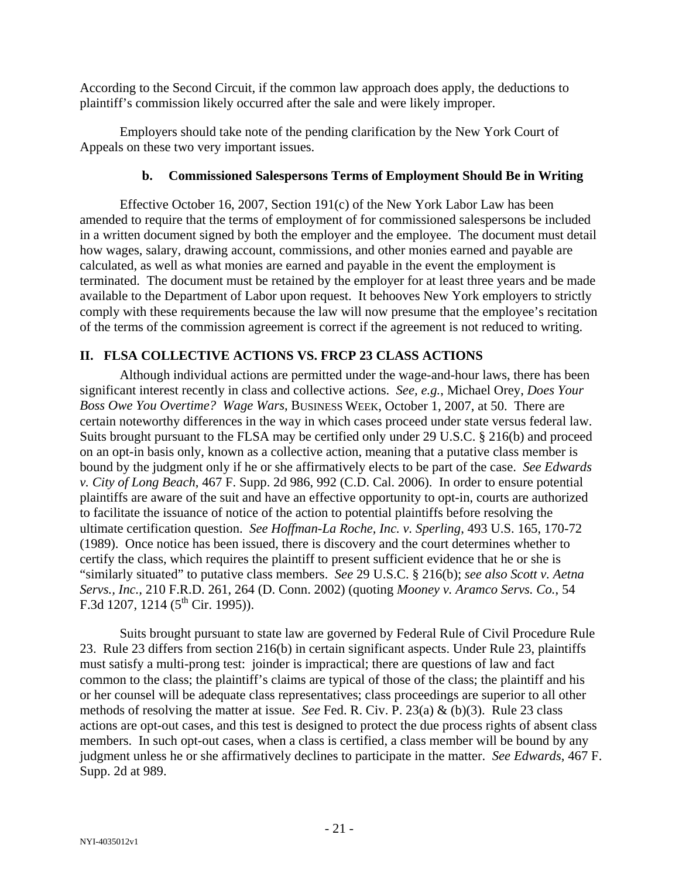According to the Second Circuit, if the common law approach does apply, the deductions to plaintiff's commission likely occurred after the sale and were likely improper.

Employers should take note of the pending clarification by the New York Court of Appeals on these two very important issues.

### b. Commissioned Salespersons Terms of Employment Should Be in Writing

Effective October 16, 2007, Section 191(c) of the New York Labor Law has been amended to require that the terms of employment of for commissioned salespersons be included in a written document signed by both the employer and the employee. The document must detail how wages, salary, drawing account, commissions, and other monies earned and payable are calculated, as well as what monies are earned and payable in the event the employment is terminated. The document must be retained by the employer for at least three years and be made available to the Department of Labor upon request. It behooves New York employers to strictly comply with these requirements because the law will now presume that the employee's recitation of the terms of the commission agreement is correct if the agreement is not reduced to writing.

## II. FLSA COLLECTIVE ACTIONS VS. FRCP 23 CLASS ACTIONS

Although individual actions are permitted under the wage-and-hour laws, there has been significant interest recently in class and collective actions. *See, e.g.*, Michael Orey, *Does Your Boss Owe You Overtime? Wage Wars*, BUSINESS WEEK, October 1, 2007, at 50. There are certain noteworthy differences in the way in which cases proceed under state versus federal law. Suits brought pursuant to the FLSA may be certified only under 29 U.S.C. § 216(b) and proceed on an opt-in basis only, known as a collective action, meaning that a putative class member is bound by the judgment only if he or she affirmatively elects to be part of the case. *See Edwards v. City of Long Beach*, 467 F. Supp. 2d 986, 992 (C.D. Cal. 2006). In order to ensure potential plaintiffs are aware of the suit and have an effective opportunity to opt-in, courts are authorized to facilitate the issuance of notice of the action to potential plaintiffs before resolving the ultimate certification question. *See Hoffman-La Roche, Inc. v. Sperling*, 493 U.S. 165, 170-72 (1989). Once notice has been issued, there is discovery and the court determines whether to certify the class, which requires the plaintiff to present sufficient evidence that he or she is "similarly situated" to putative class members. *See* 29 U.S.C. § 216(b); *see also Scott v. Aetna Servs., Inc.*, 210 F.R.D. 261, 264 (D. Conn. 2002) (quoting *Mooney v. Aramco Servs. Co.*, 54 F.3d 1207, 1214 (5th Cir. 1995)).

Suits brought pursuant to state law are governed by Federal Rule of Civil Procedure Rule 23. Rule 23 differs from section 216(b) in certain significant aspects. Under Rule 23, plaintiffs must satisfy a multi-prong test: joinder is impractical; there are questions of law and fact common to the class; the plaintiff's claims are typical of those of the class; the plaintiff and his or her counsel will be adequate class representatives; class proceedings are superior to all other methods of resolving the matter at issue. *See* Fed. R. Civ. P. 23(a) & (b)(3). Rule 23 class actions are opt-out cases, and this test is designed to protect the due process rights of absent class members. In such opt-out cases, when a class is certified, a class member will be bound by any judgment unless he or she affirmatively declines to participate in the matter. *See Edwards*, 467 F. Supp. 2d at 989.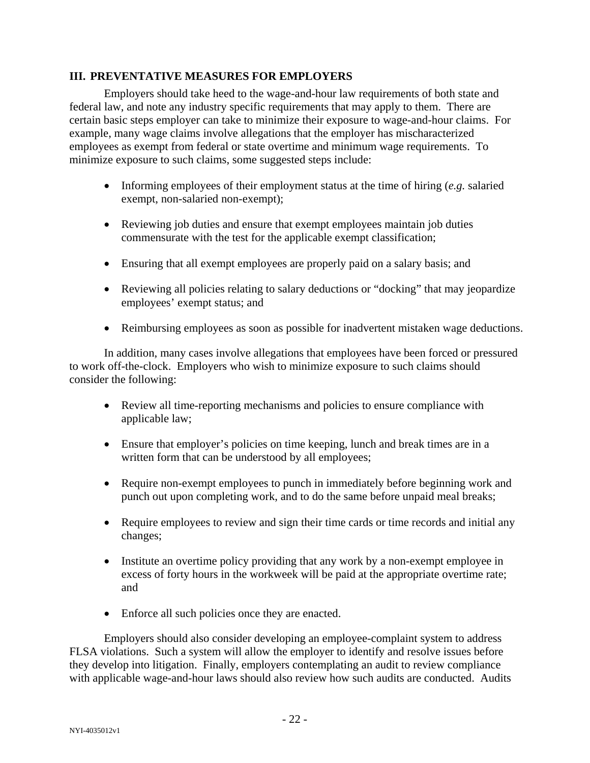## III. PREVENTATIVE MEASURES FOR EMPLOYERS

Employers should take heed to the wage-and-hour law requirements of both state and federal law, and note any industry specific requirements that may apply to them. There are certain basic steps employer can take to minimize their exposure to wage-and-hour claims. For example, many wage claims involve allegations that the employer has mischaracterized employees as exempt from federal or state overtime and minimum wage requirements. To minimize exposure to such claims, some suggested steps include:

- Informing employees of their employment status at the time of hiring (*e.g.* salaried exempt, non-salaried non-exempt);
- Reviewing job duties and ensure that exempt employees maintain job duties commensurate with the test for the applicable exempt classification;
- Ensuring that all exempt employees are properly paid on a salary basis; and
- Reviewing all policies relating to salary deductions or "docking" that may jeopardize employees' exempt status; and
- Reimbursing employees as soon as possible for inadvertent mistaken wage deductions.

In addition, many cases involve allegations that employees have been forced or pressured to work off-the-clock. Employers who wish to minimize exposure to such claims should consider the following:

- Review all time-reporting mechanisms and policies to ensure compliance with applicable law;
- Ensure that employer's policies on time keeping, lunch and break times are in a written form that can be understood by all employees;
- Require non-exempt employees to punch in immediately before beginning work and punch out upon completing work, and to do the same before unpaid meal breaks;
- Require employees to review and sign their time cards or time records and initial any changes;
- Institute an overtime policy providing that any work by a non-exempt employee in excess of forty hours in the workweek will be paid at the appropriate overtime rate; and
- Enforce all such policies once they are enacted.

Employers should also consider developing an employee-complaint system to address FLSA violations. Such a system will allow the employer to identify and resolve issues before they develop into litigation. Finally, employers contemplating an audit to review compliance with applicable wage-and-hour laws should also review how such audits are conducted. Audits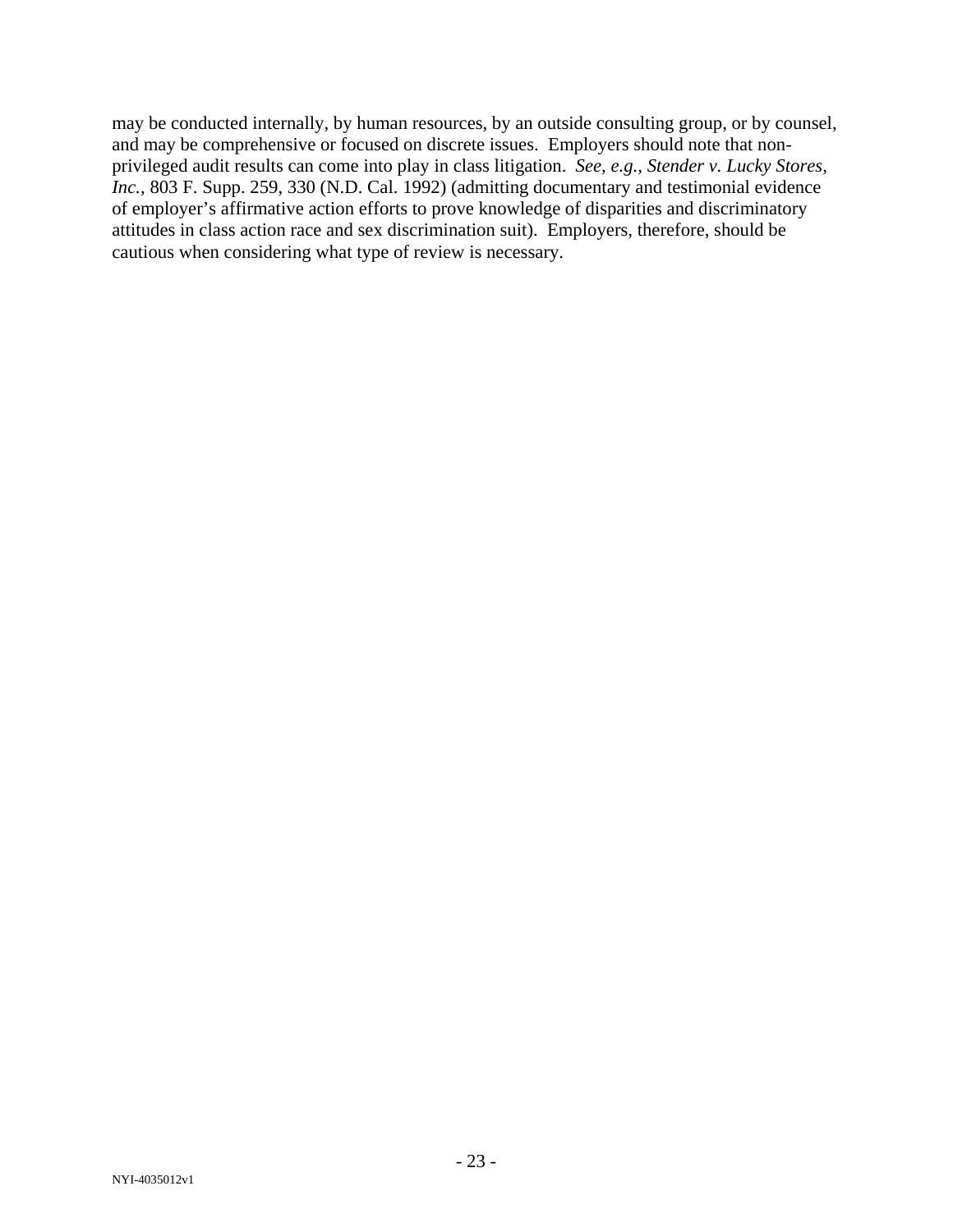may be conducted internally, by human resources, by an outside consulting group, or by counsel, and may be comprehensive or focused on discrete issues. Employers should note that non-privileged audit results can come into play in class litigation. *See, e.g.*, *Stender v. Lucky Stores, Inc.*, 803 F. Supp. 259, 330 (N.D. Cal. 1992) (admitting documentary and testimonial evidence of employer's affirmative action efforts to prove knowledge of disparities and discriminatory attitudes in class action race and sex discrimination suit). Employers, therefore, should be cautious when considering what type of review is necessary.